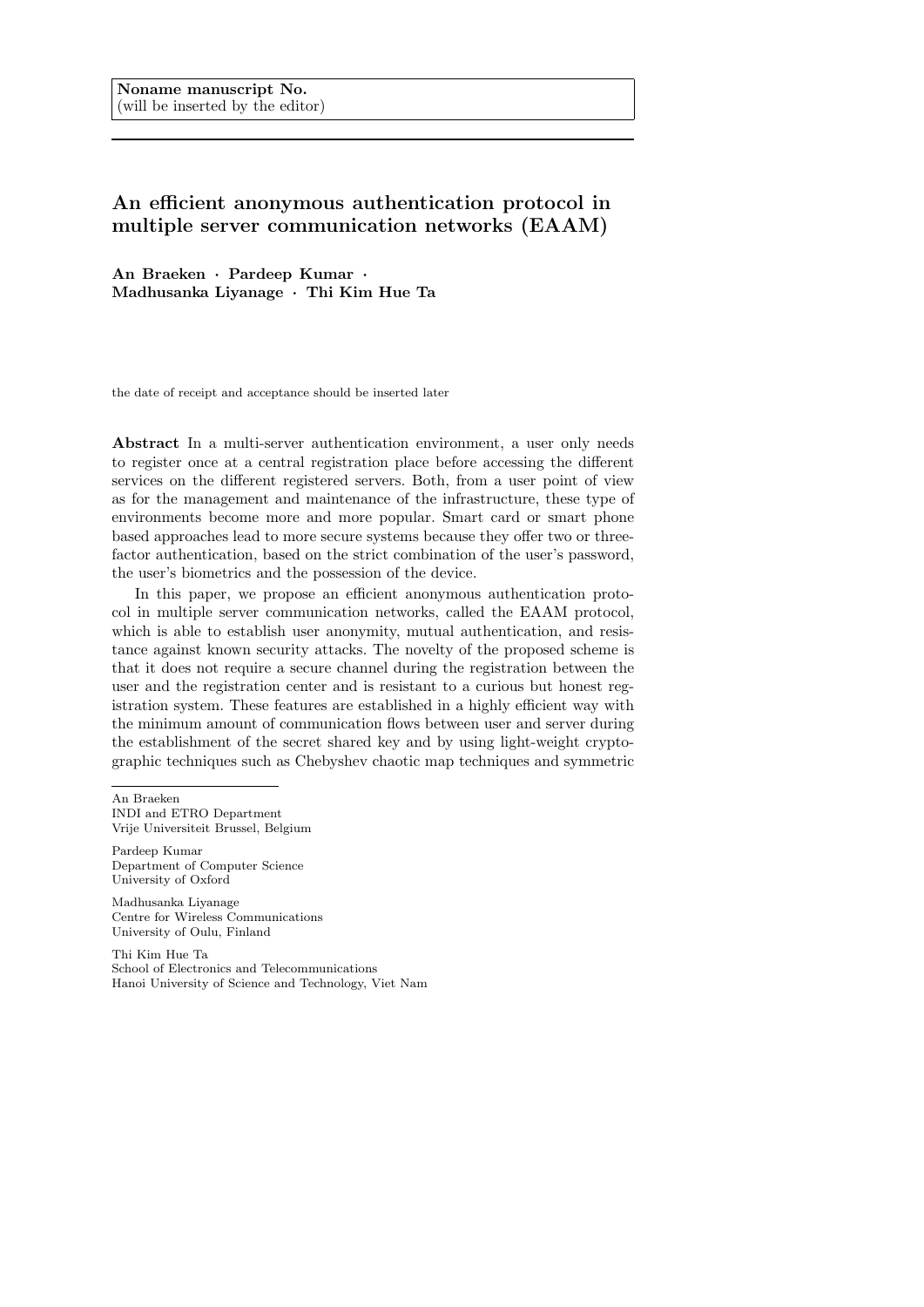**Noname manuscript No.**
(will be inserted by the editor)

# An efficient anonymous authentication protocol in multiple server communication networks (EAAM)

**An Braeken · Pardeep Kumar · Madhusanka Liyanage · Thi Kim Hue Ta**

the date of receipt and acceptance should be inserted later

**Abstract** In a multi-server authentication environment, a user only needs to register once at a central registration place before accessing the different services on the different registered servers. Both, from a user point of view as for the management and maintenance of the infrastructure, these type of environments become more and more popular. Smart card or smart phone based approaches lead to more secure systems because they offer two or three-factor authentication, based on the strict combination of the user's password, the user's biometrics and the possession of the device.

In this paper, we propose an efficient anonymous authentication protocol in multiple server communication networks, called the EAAM protocol, which is able to establish user anonymity, mutual authentication, and resistance against known security attacks. The novelty of the proposed scheme is that it does not require a secure channel during the registration between the user and the registration center and is resistant to a curious but honest registration system. These features are established in a highly efficient way with the minimum amount of communication flows between user and server during the establishment of the secret shared key and by using light-weight cryptographic techniques such as Chebyshev chaotic map techniques and symmetric

---

An Braeken
INDI and ETRO Department
Vrije Universiteit Brussel, Belgium

Pardeep Kumar
Department of Computer Science
University of Oxford

Madhusanka Liyanage
Centre for Wireless Communications
University of Oulu, Finland

Thi Kim Hue Ta
School of Electronics and Telecommunications
Hanoi University of Science and Technology, Viet Nam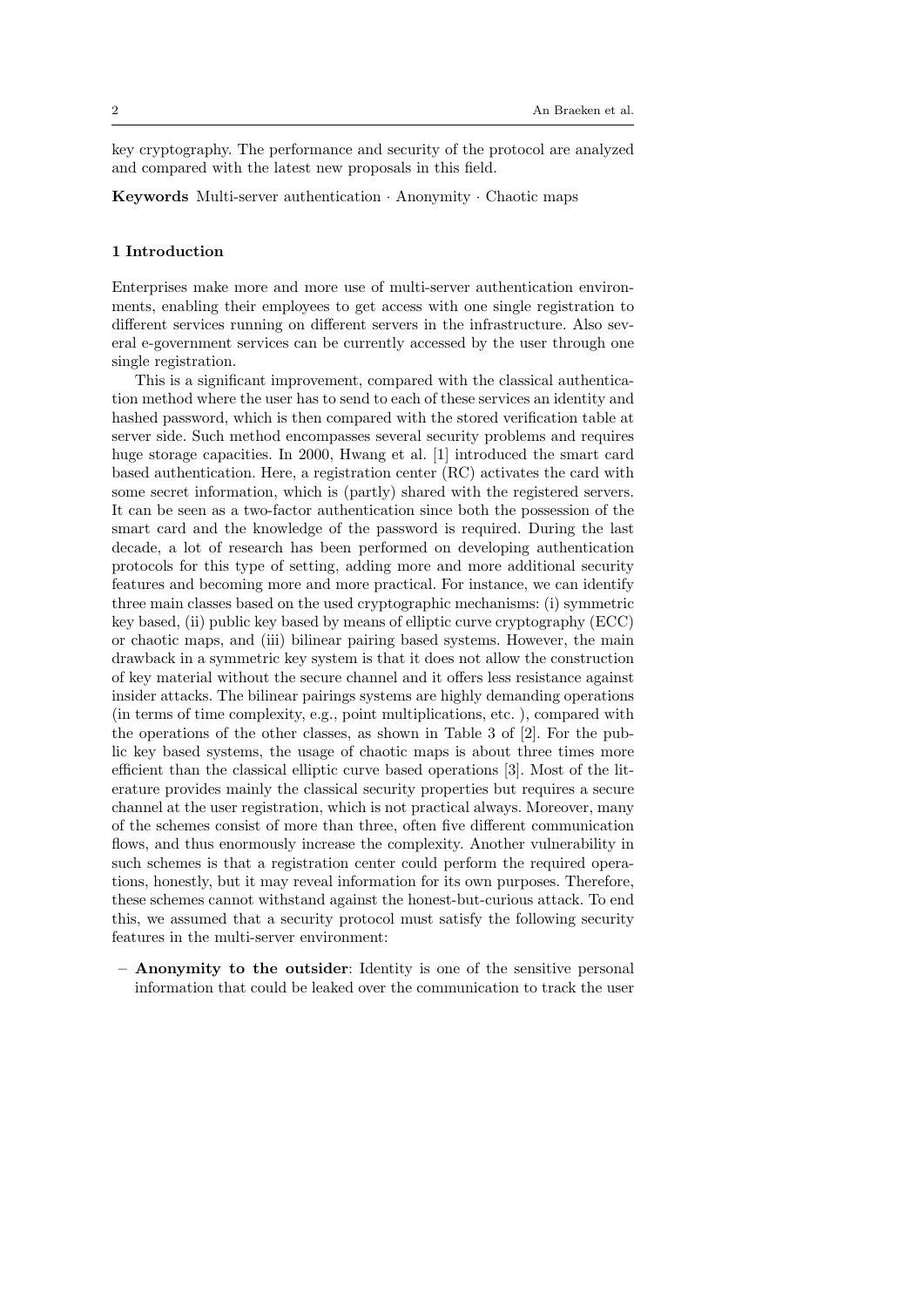key cryptography. The performance and security of the protocol are analyzed and compared with the latest new proposals in this field.

**Keywords** Multi-server authentication · Anonymity · Chaotic maps

## 1 Introduction

Enterprises make more and more use of multi-server authentication environments, enabling their employees to get access with one single registration to different services running on different servers in the infrastructure. Also several e-government services can be currently accessed by the user through one single registration.

This is a significant improvement, compared with the classical authentication method where the user has to send to each of these services an identity and hashed password, which is then compared with the stored verification table at server side. Such method encompasses several security problems and requires huge storage capacities. In 2000, Hwang et al. [1] introduced the smart card based authentication. Here, a registration center (RC) activates the card with some secret information, which is (partly) shared with the registered servers. It can be seen as a two-factor authentication since both the possession of the smart card and the knowledge of the password is required. During the last decade, a lot of research has been performed on developing authentication protocols for this type of setting, adding more and more additional security features and becoming more and more practical. For instance, we can identify three main classes based on the used cryptographic mechanisms: (i) symmetric key based, (ii) public key based by means of elliptic curve cryptography (ECC) or chaotic maps, and (iii) bilinear pairing based systems. However, the main drawback in a symmetric key system is that it does not allow the construction of key material without the secure channel and it offers less resistance against insider attacks. The bilinear pairings systems are highly demanding operations (in terms of time complexity, e.g., point multiplications, etc. ), compared with the operations of the other classes, as shown in Table 3 of [2]. For the public key based systems, the usage of chaotic maps is about three times more efficient than the classical elliptic curve based operations [3]. Most of the literature provides mainly the classical security properties but requires a secure channel at the user registration, which is not practical always. Moreover, many of the schemes consist of more than three, often five different communication flows, and thus enormously increase the complexity. Another vulnerability in such schemes is that a registration center could perform the required operations, honestly, but it may reveal information for its own purposes. Therefore, these schemes cannot withstand against the honest-but-curious attack. To end this, we assumed that a security protocol must satisfy the following security features in the multi-server environment:

- **Anonymity to the outsider**: Identity is one of the sensitive personal information that could be leaked over the communication to track the user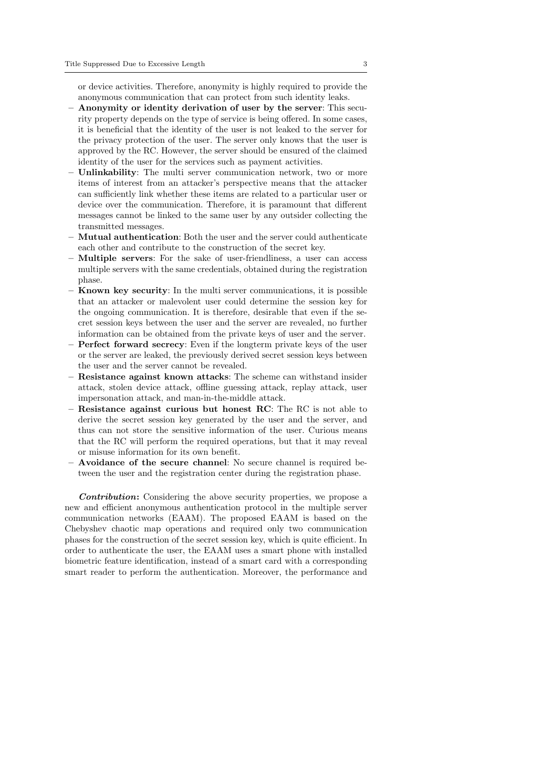or device activities. Therefore, anonymity is highly required to provide the anonymous communication that can protect from such identity leaks.

- **Anonymity or identity derivation of user by the server**: This security property depends on the type of service is being offered. In some cases, it is beneficial that the identity of the user is not leaked to the server for the privacy protection of the user. The server only knows that the user is approved by the RC. However, the server should be ensured of the claimed identity of the user for the services such as payment activities.
- **Unlinkability**: The multi server communication network, two or more items of interest from an attacker's perspective means that the attacker can sufficiently link whether these items are related to a particular user or device over the communication. Therefore, it is paramount that different messages cannot be linked to the same user by any outsider collecting the transmitted messages.
- **Mutual authentication**: Both the user and the server could authenticate each other and contribute to the construction of the secret key.
- **Multiple servers**: For the sake of user-friendliness, a user can access multiple servers with the same credentials, obtained during the registration phase.
- **Known key security**: In the multi server communications, it is possible that an attacker or malevolent user could determine the session key for the ongoing communication. It is therefore, desirable that even if the secret session keys between the user and the server are revealed, no further information can be obtained from the private keys of user and the server.
- **Perfect forward secrecy**: Even if the longterm private keys of the user or the server are leaked, the previously derived secret session keys between the user and the server cannot be revealed.
- **Resistance against known attacks**: The scheme can withstand insider attack, stolen device attack, offline guessing attack, replay attack, user impersonation attack, and man-in-the-middle attack.
- **Resistance against curious but honest RC**: The RC is not able to derive the secret session key generated by the user and the server, and thus can not store the sensitive information of the user. Curious means that the RC will perform the required operations, but that it may reveal or misuse information for its own benefit.
- **Avoidance of the secure channel**: No secure channel is required between the user and the registration center during the registration phase.

***Contribution*:** Considering the above security properties, we propose a new and efficient anonymous authentication protocol in the multiple server communication networks (EAAM). The proposed EAAM is based on the Chebyshev chaotic map operations and required only two communication phases for the construction of the secret session key, which is quite efficient. In order to authenticate the user, the EAAM uses a smart phone with installed biometric feature identification, instead of a smart card with a corresponding smart reader to perform the authentication. Moreover, the performance and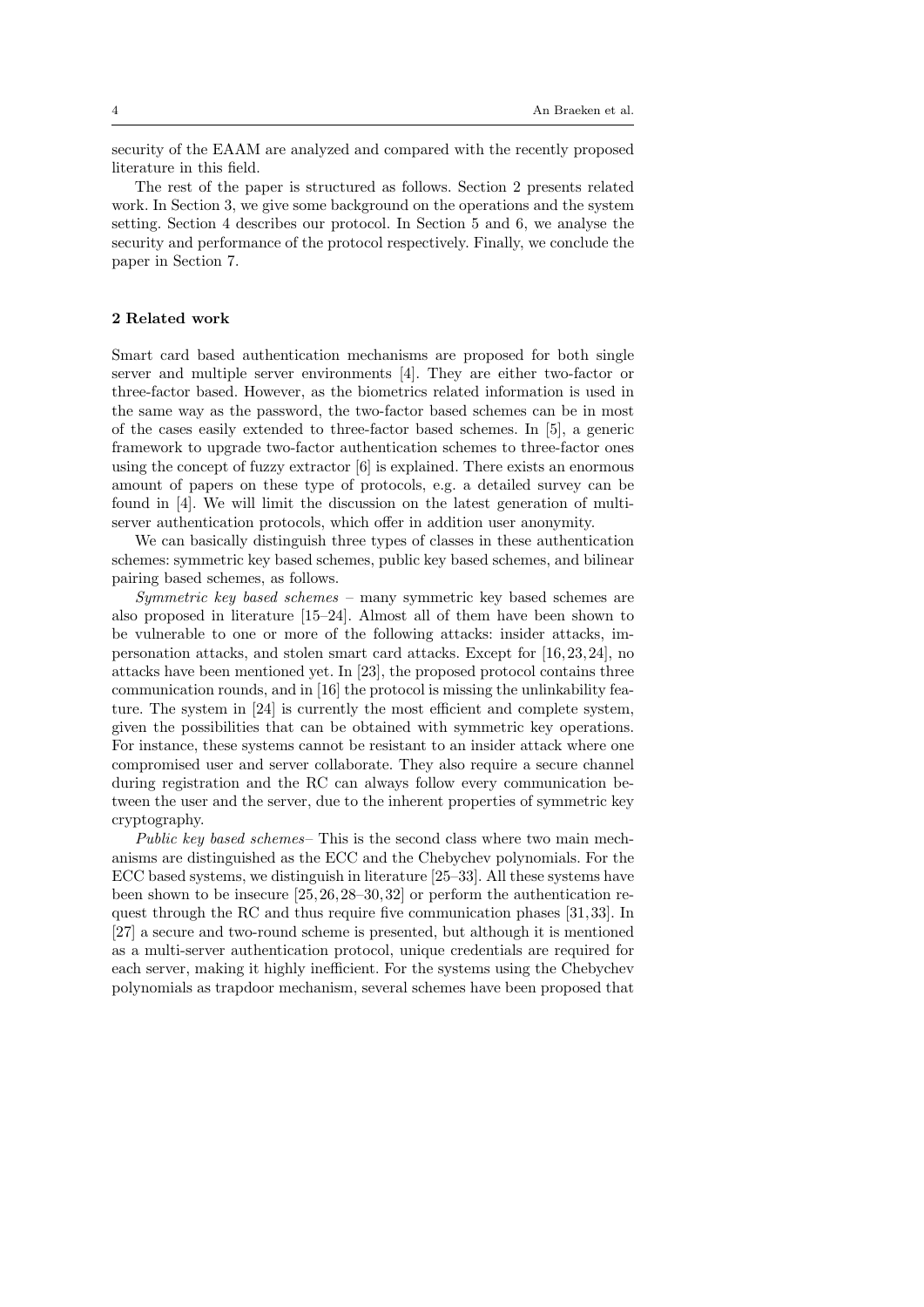security of the EAAM are analyzed and compared with the recently proposed literature in this field.

The rest of the paper is structured as follows. Section 2 presents related work. In Section 3, we give some background on the operations and the system setting. Section 4 describes our protocol. In Section 5 and 6, we analyse the security and performance of the protocol respectively. Finally, we conclude the paper in Section 7.

## 2 Related work

Smart card based authentication mechanisms are proposed for both single server and multiple server environments [4]. They are either two-factor or three-factor based. However, as the biometrics related information is used in the same way as the password, the two-factor based schemes can be in most of the cases easily extended to three-factor based schemes. In [5], a generic framework to upgrade two-factor authentication schemes to three-factor ones using the concept of fuzzy extractor [6] is explained. There exists an enormous amount of papers on these type of protocols, e.g. a detailed survey can be found in [4]. We will limit the discussion on the latest generation of multi-server authentication protocols, which offer in addition user anonymity.

We can basically distinguish three types of classes in these authentication schemes: symmetric key based schemes, public key based schemes, and bilinear pairing based schemes, as follows.

*Symmetric key based schemes* – many symmetric key based schemes are also proposed in literature [15–24]. Almost all of them have been shown to be vulnerable to one or more of the following attacks: insider attacks, impersonation attacks, and stolen smart card attacks. Except for [16,23,24], no attacks have been mentioned yet. In [23], the proposed protocol contains three communication rounds, and in [16] the protocol is missing the unlinkability feature. The system in [24] is currently the most efficient and complete system, given the possibilities that can be obtained with symmetric key operations. For instance, these systems cannot be resistant to an insider attack where one compromised user and server collaborate. They also require a secure channel during registration and the RC can always follow every communication between the user and the server, due to the inherent properties of symmetric key cryptography.

*Public key based schemes*– This is the second class where two main mechanisms are distinguished as the ECC and the Chebychev polynomials. For the ECC based systems, we distinguish in literature [25–33]. All these systems have been shown to be insecure [25,26,28–30,32] or perform the authentication request through the RC and thus require five communication phases [31,33]. In [27] a secure and two-round scheme is presented, but although it is mentioned as a multi-server authentication protocol, unique credentials are required for each server, making it highly inefficient. For the systems using the Chebychev polynomials as trapdoor mechanism, several schemes have been proposed that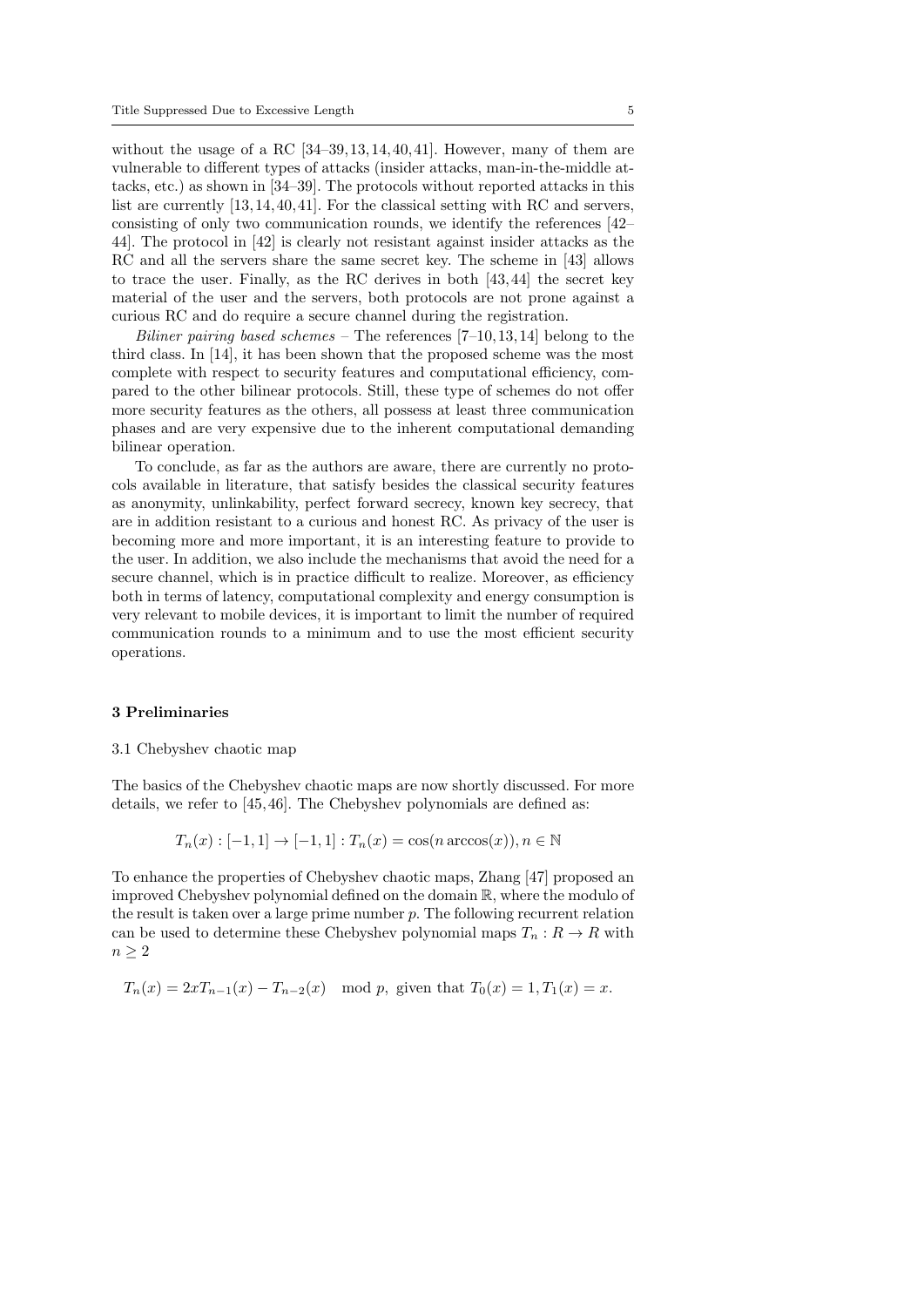without the usage of a RC [34–39, 13, 14, 40, 41]. However, many of them are vulnerable to different types of attacks (insider attacks, man-in-the-middle attacks, etc.) as shown in [34–39]. The protocols without reported attacks in this list are currently [13, 14, 40, 41]. For the classical setting with RC and servers, consisting of only two communication rounds, we identify the references [42–44]. The protocol in [42] is clearly not resistant against insider attacks as the RC and all the servers share the same secret key. The scheme in [43] allows to trace the user. Finally, as the RC derives in both [43, 44] the secret key material of the user and the servers, both protocols are not prone against a curious RC and do require a secure channel during the registration.

*Biliner pairing based schemes* – The references [7–10, 13, 14] belong to the third class. In [14], it has been shown that the proposed scheme was the most complete with respect to security features and computational efficiency, compared to the other bilinear protocols. Still, these type of schemes do not offer more security features as the others, all possess at least three communication phases and are very expensive due to the inherent computational demanding bilinear operation.

To conclude, as far as the authors are aware, there are currently no protocols available in literature, that satisfy besides the classical security features as anonymity, unlinkability, perfect forward secrecy, known key secrecy, that are in addition resistant to a curious and honest RC. As privacy of the user is becoming more and more important, it is an interesting feature to provide to the user. In addition, we also include the mechanisms that avoid the need for a secure channel, which is in practice difficult to realize. Moreover, as efficiency both in terms of latency, computational complexity and energy consumption is very relevant to mobile devices, it is important to limit the number of required communication rounds to a minimum and to use the most efficient security operations.

## 3 Preliminaries

### 3.1 Chebyshev chaotic map

The basics of the Chebyshev chaotic maps are now shortly discussed. For more details, we refer to [45, 46]. The Chebyshev polynomials are defined as:

$$T_n(x) : [-1, 1] \to [-1, 1] : T_n(x) = \cos(n \arccos(x)), n \in \mathbb{N}$$

To enhance the properties of Chebyshev chaotic maps, Zhang [47] proposed an improved Chebyshev polynomial defined on the domain $\mathbb{R}$, where the modulo of the result is taken over a large prime number $p$. The following recurrent relation can be used to determine these Chebyshev polynomial maps $T_n : R \to R$ with $n \geq 2$

$$T_n(x) = 2xT_{n-1}(x) - T_{n-2}(x) \mod p, \text{ given that } T_0(x) = 1, T_1(x) = x.$$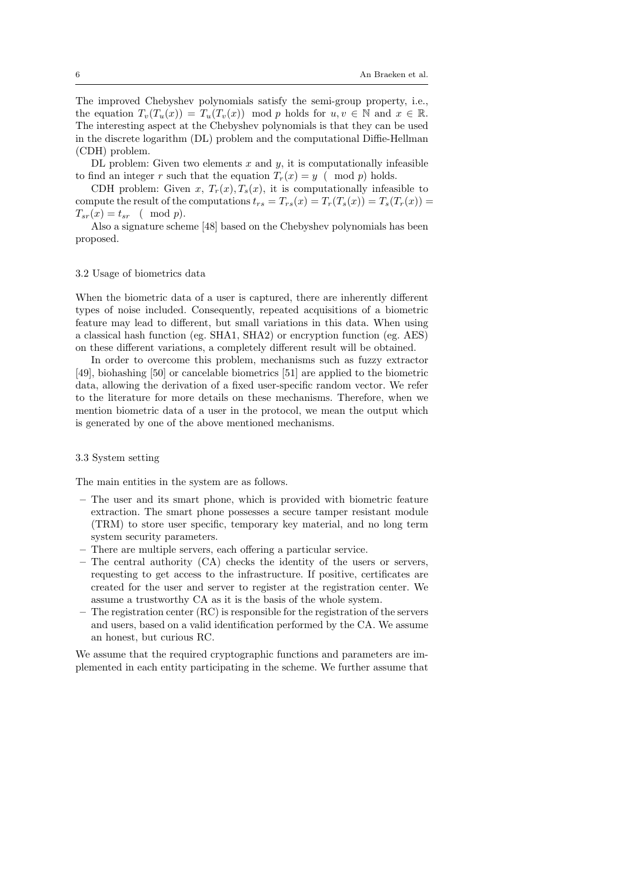The improved Chebyshev polynomials satisfy the semi-group property, i.e., the equation $T_v(T_u(x)) = T_u(T_v(x)) \mod p$ holds for $u, v \in \mathbb{N}$ and $x \in \mathbb{R}$. The interesting aspect at the Chebyshev polynomials is that they can be used in the discrete logarithm (DL) problem and the computational Diffie-Hellman (CDH) problem.

DL problem: Given two elements $x$ and $y$, it is computationally infeasible to find an integer $r$ such that the equation $T_r(x) = y \pmod p$ holds.

CDH problem: Given $x$, $T_r(x), T_s(x)$, it is computationally infeasible to compute the result of the computations $t_{rs} = T_{rs}(x) = T_r(T_s(x)) = T_s(T_r(x)) = T_{sr}(x) = t_{sr} \pmod p$.

Also a signature scheme [48] based on the Chebyshev polynomials has been proposed.

### 3.2 Usage of biometrics data

When the biometric data of a user is captured, there are inherently different types of noise included. Consequently, repeated acquisitions of a biometric feature may lead to different, but small variations in this data. When using a classical hash function (eg. SHA1, SHA2) or encryption function (eg. AES) on these different variations, a completely different result will be obtained.

In order to overcome this problem, mechanisms such as fuzzy extractor [49], biohashing [50] or cancelable biometrics [51] are applied to the biometric data, allowing the derivation of a fixed user-specific random vector. We refer to the literature for more details on these mechanisms. Therefore, when we mention biometric data of a user in the protocol, we mean the output which is generated by one of the above mentioned mechanisms.

### 3.3 System setting

The main entities in the system are as follows.

- The user and its smart phone, which is provided with biometric feature extraction. The smart phone possesses a secure tamper resistant module (TRM) to store user specific, temporary key material, and no long term system security parameters.
- There are multiple servers, each offering a particular service.
- The central authority (CA) checks the identity of the users or servers, requesting to get access to the infrastructure. If positive, certificates are created for the user and server to register at the registration center. We assume a trustworthy CA as it is the basis of the whole system.
- The registration center (RC) is responsible for the registration of the servers and users, based on a valid identification performed by the CA. We assume an honest, but curious RC.

We assume that the required cryptographic functions and parameters are implemented in each entity participating in the scheme. We further assume that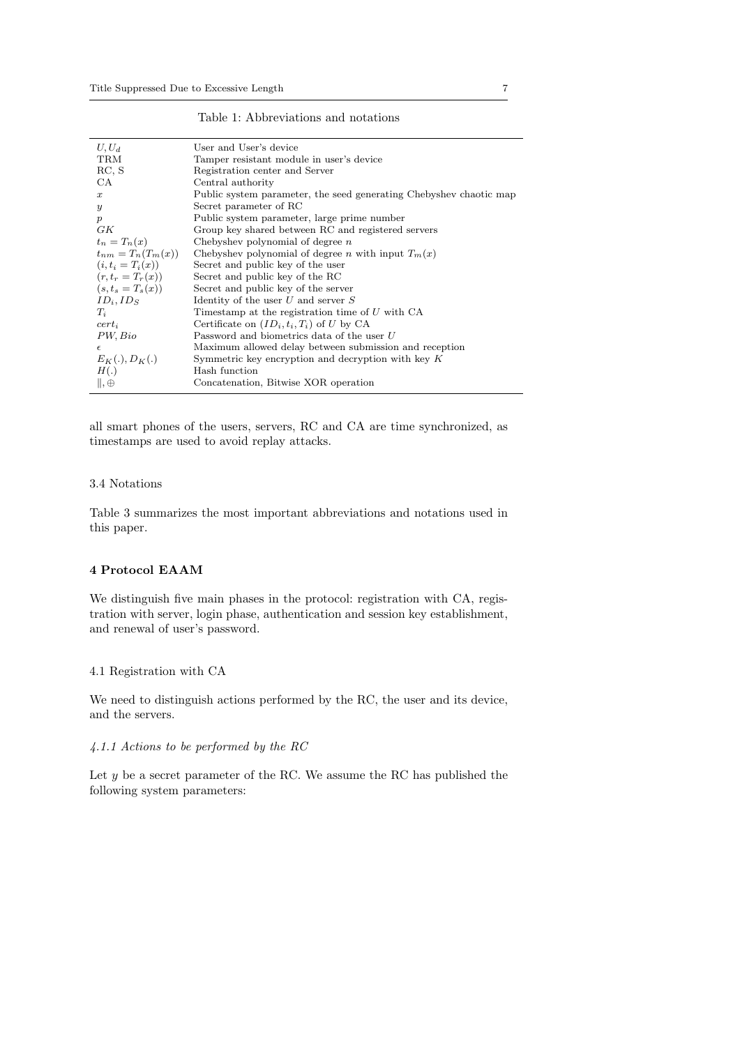Table 1: Abbreviations and notations

| | |
|---|---|
| $U, U_d$ | User and User's device |
| TRM | Tamper resistant module in user's device |
| RC, S | Registration center and Server |
| CA | Central authority |
| $x$ | Public system parameter, the seed generating Chebyshev chaotic map |
| $y$ | Secret parameter of RC |
| $p$ | Public system parameter, large prime number |
| $GK$ | Group key shared between RC and registered servers |
| $t_n = T_n(x)$ | Chebyshev polynomial of degree $n$ |
| $t_{nm} = T_n(T_m(x))$ | Chebyshev polynomial of degree $n$ with input $T_m(x)$ |
| $(i, t_i = T_i(x))$ | Secret and public key of the user |
| $(r, t_r = T_r(x))$ | Secret and public key of the RC |
| $(s, t_s = T_s(x))$ | Secret and public key of the server |
| $ID_i, ID_S$ | Identity of the user $U$ and server $S$ |
| $T_i$ | Timestamp at the registration time of $U$ with CA |
| $cert_i$ | Certificate on $(ID_i, t_i, T_i)$ of $U$ by CA |
| $PW, Bio$ | Password and biometrics data of the user $U$ |
| $\epsilon$ | Maximum allowed delay between submission and reception |
| $E_K(.), D_K(.)$ | Symmetric key encryption and decryption with key $K$ |
| $H(.)$ | Hash function |
| $\|, \oplus$ | Concatenation, Bitwise XOR operation |

all smart phones of the users, servers, RC and CA are time synchronized, as timestamps are used to avoid replay attacks.

### 3.4 Notations

Table 3 summarizes the most important abbreviations and notations used in this paper.

## 4 Protocol EAAM

We distinguish five main phases in the protocol: registration with CA, registration with server, login phase, authentication and session key establishment, and renewal of user's password.

### 4.1 Registration with CA

We need to distinguish actions performed by the RC, the user and its device, and the servers.

#### *4.1.1 Actions to be performed by the RC*

Let $y$ be a secret parameter of the RC. We assume the RC has published the following system parameters: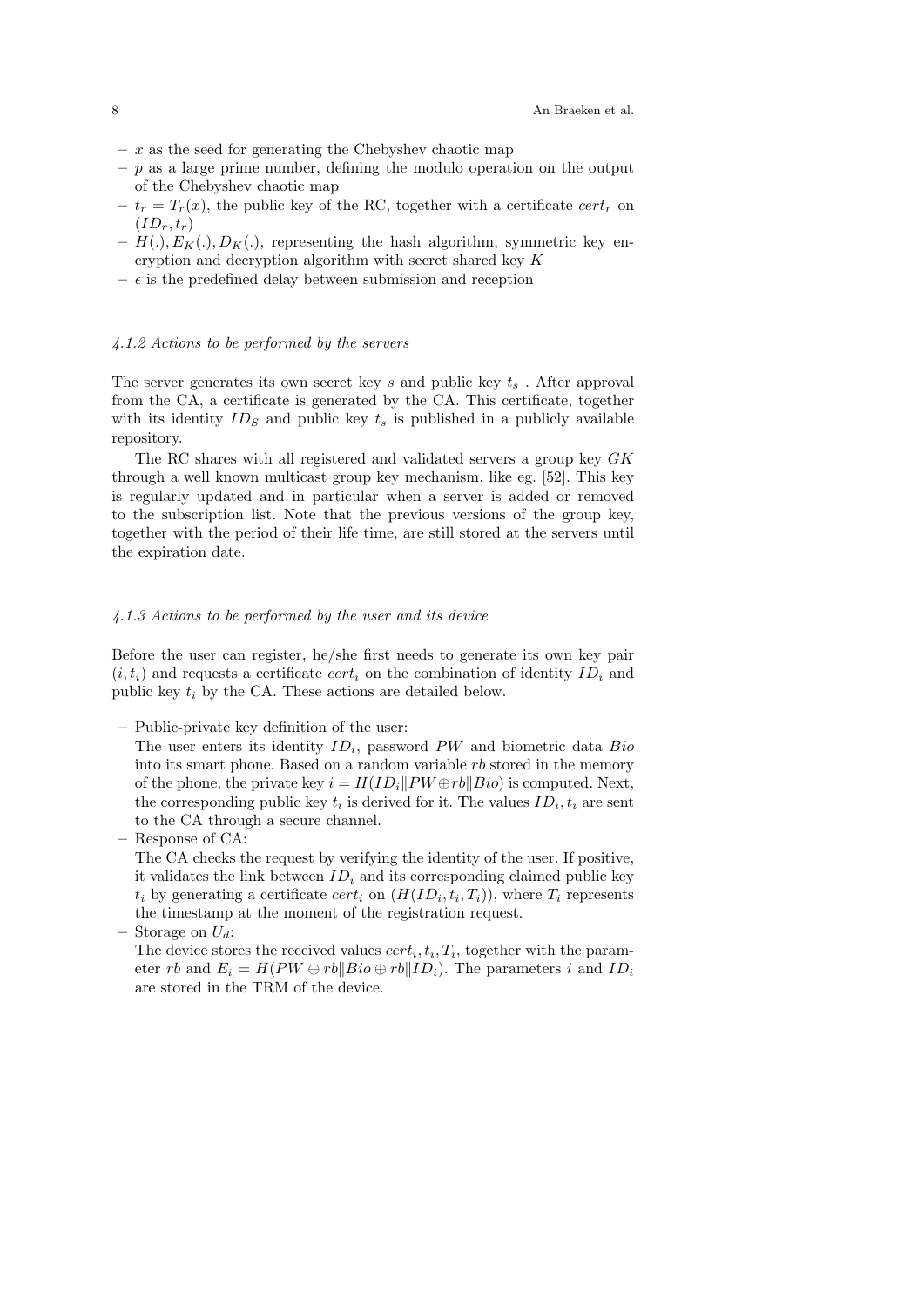- $x$ as the seed for generating the Chebyshev chaotic map
- $p$ as a large prime number, defining the modulo operation on the output of the Chebyshev chaotic map
- $t_r = T_r(x)$, the public key of the RC, together with a certificate $cert_r$ on $(ID_r, t_r)$
- $H(.), E_K(.), D_K(.)$, representing the hash algorithm, symmetric key encryption and decryption algorithm with secret shared key $K$
- $\epsilon$ is the predefined delay between submission and reception

#### *4.1.2 Actions to be performed by the servers*

The server generates its own secret key $s$ and public key $t_s$ . After approval from the CA, a certificate is generated by the CA. This certificate, together with its identity $ID_S$ and public key $t_s$ is published in a publicly available repository.

The RC shares with all registered and validated servers a group key $GK$ through a well known multicast group key mechanism, like eg. [52]. This key is regularly updated and in particular when a server is added or removed to the subscription list. Note that the previous versions of the group key, together with the period of their life time, are still stored at the servers until the expiration date.

#### *4.1.3 Actions to be performed by the user and its device*

Before the user can register, he/she first needs to generate its own key pair $(i, t_i)$ and requests a certificate $cert_i$ on the combination of identity $ID_i$ and public key $t_i$ by the CA. These actions are detailed below.

- Public-private key definition of the user:
  The user enters its identity $ID_i$, password $PW$ and biometric data $Bio$ into its smart phone. Based on a random variable $rb$ stored in the memory of the phone, the private key $i = H(ID_i \| PW \oplus rb \| Bio)$ is computed. Next, the corresponding public key $t_i$ is derived for it. The values $ID_i, t_i$ are sent to the CA through a secure channel.
- Response of CA:
  The CA checks the request by verifying the identity of the user. If positive, it validates the link between $ID_i$ and its corresponding claimed public key $t_i$ by generating a certificate $cert_i$ on $(H(ID_i, t_i, T_i))$, where $T_i$ represents the timestamp at the moment of the registration request.
- Storage on $U_d$:
  The device stores the received values $cert_i, t_i, T_i$, together with the parameter $rb$ and $E_i = H(PW \oplus rb \| Bio \oplus rb \| ID_i)$. The parameters $i$ and $ID_i$ are stored in the TRM of the device.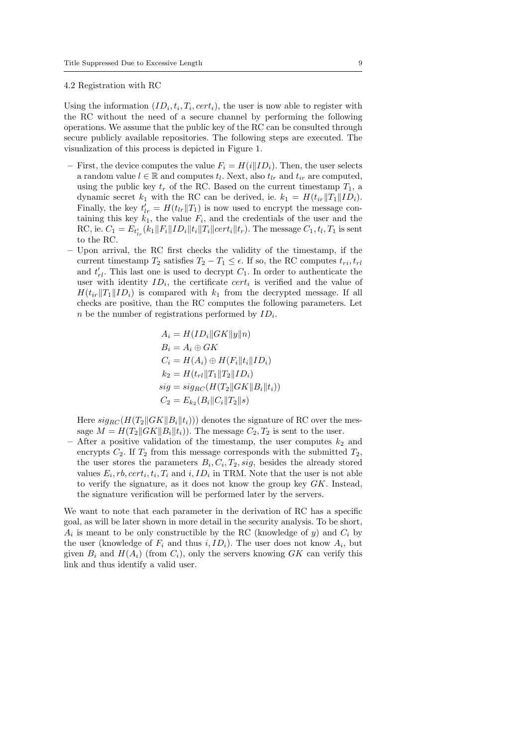### 4.2 Registration with RC

Using the information $(ID_i, t_i, T_i, cert_i)$, the user is now able to register with the RC without the need of a secure channel by performing the following operations. We assume that the public key of the RC can be consulted through secure publicly available repositories. The following steps are executed. The visualization of this process is depicted in Figure 1.

- First, the device computes the value $F_i = H(i \| ID_i)$. Then, the user selects a random value $l \in \mathbb{R}$ and computes $t_l$. Next, also $t_{lr}$ and $t_{ir}$ are computed, using the public key $t_r$ of the RC. Based on the current timestamp $T_1$, a dynamic secret $k_1$ with the RC can be derived, ie. $k_1 = H(t_{ir} \| T_1 \| ID_i)$. Finally, the key $t'_{lr} = H(t_{lr} \| T_1)$ is now used to encrypt the message containing this key $k_1$, the value $F_i$, and the credentials of the user and the RC, ie. $C_1 = E_{t'_{lr}}(k_1 \| F_i \| ID_i \| t_i \| T_i \| cert_i \| t_r)$. The message $C_1, t_l, T_1$ is sent to the RC.
- Upon arrival, the RC first checks the validity of the timestamp, if the current timestamp $T_2$ satisfies $T_2 - T_1 \leq \epsilon$. If so, the RC computes $t_{ri}, t_{rl}$ and $t'_{rl}$. This last one is used to decrypt $C_1$. In order to authenticate the user with identity $ID_i$, the certificate $cert_i$ is verified and the value of $H(t_{ir} \| T_1 \| ID_i)$ is compared with $k_1$ from the decrypted message. If all checks are positive, than the RC computes the following parameters. Let $n$ be the number of registrations performed by $ID_i$.

$$
\begin{aligned}
A_i &= H(ID_i \| GK \| y \| n) \\
B_i &= A_i \oplus GK \\
C_i &= H(A_i) \oplus H(F_i \| t_i \| ID_i) \\
k_2 &= H(t_{rl} \| T_1 \| T_2 \| ID_i) \\
sig &= sig_{RC}(H(T_2 \| GK \| B_i \| t_i)) \\
C_2 &= E_{k_2}(B_i \| C_i \| T_2 \| s)
\end{aligned}
$$

  Here $sig_{RC}(H(T_2 \| GK \| B_i \| t_i)))$ denotes the signature of RC over the message $M = H(T_2 \| GK \| B_i \| t_i))$. The message $C_2, T_2$ is sent to the user.
- After a positive validation of the timestamp, the user computes $k_2$ and encrypts $C_2$. If $T_2$ from this message corresponds with the submitted $T_2$, the user stores the parameters $B_i, C_i, T_2, sig$, besides the already stored values $E_i, rb, cert_i, t_i, T_i$ and $i, ID_i$ in TRM. Note that the user is not able to verify the signature, as it does not know the group key $GK$. Instead, the signature verification will be performed later by the servers.

We want to note that each parameter in the derivation of RC has a specific goal, as will be later shown in more detail in the security analysis. To be short, $A_i$ is meant to be only constructible by the RC (knowledge of $y$) and $C_i$ by the user (knowledge of $F_i$ and thus $i, ID_i$). The user does not know $A_i$, but given $B_i$ and $H(A_i)$ (from $C_i$), only the servers knowing $GK$ can verify this link and thus identify a valid user.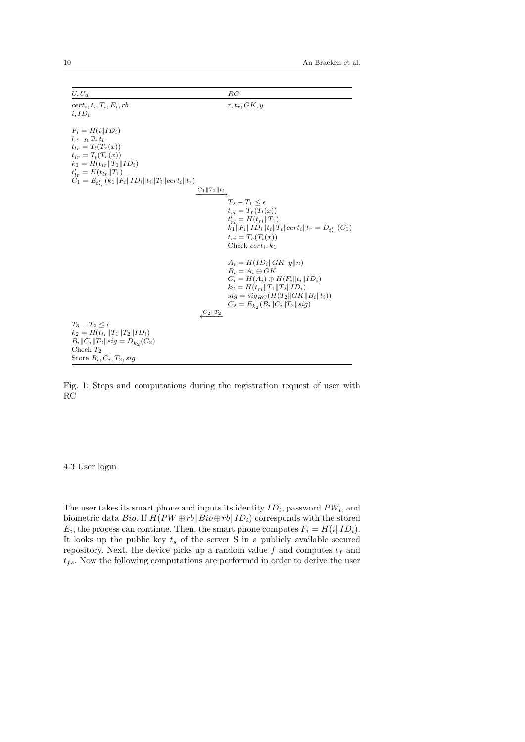| $U, U_d$ | | $RC$ |
|---|---|---|
| $cert_i, t_i, T_i, E_i, rb$ <br> $i, ID_i$ | | $r, t_r, GK, y$ |
| $F_i = H(i\|ID_i)$ <br> $l \leftarrow_R \mathbb{R}, t_l$ <br> $t_{lr} = T_l(T_r(x))$ <br> $t_{ir} = T_i(T_r(x))$ <br> $k_1 = H(t_{ir}\|T_1\|ID_i)$ <br> $t'_{lr} = H(t_{lr}\|T_1)$ <br> $C_1 = E_{t'_{lr}}(k_1\|F_i\|ID_i\|t_i\|T_i\|cert_i\|t_r)$ | | |
| | $\xrightarrow{C_1\|T_1\|t_l}$ | |
| | | $T_2 - T_1 \leq \epsilon$ <br> $t_{rl} = T_r(T_l(x))$ <br> $t'_{rl} = H(t_{rl}\|T_1)$ <br> $k_1\|F_i\|ID_i\|t_i\|T_i\|cert_i\|t_r = D_{t'_{lr}}(C_1)$ <br> $t_{ri} = T_r(T_i(x))$ <br> Check $cert_i, k_1$ |
| | | $A_i = H(ID_i\|GK\|y\|n)$ <br> $B_i = A_i \oplus GK$ <br> $C_i = H(A_i) \oplus H(F_i\|t_i\|ID_i)$ <br> $k_2 = H(t_{rl}\|T_1\|T_2\|ID_i)$ <br> $sig = sig_{RC}(H(T_2\|GK\|B_i\|t_i))$ <br> $C_2 = E_{k_2}(B_i\|C_i\|T_2\|sig)$ |
| | $\xleftarrow{C_2\|T_2}$ | |
| $T_3 - T_2 \leq \epsilon$ <br> $k_2 = H(t_{lr}\|T_1\|T_2\|ID_i)$ <br> $B_i\|C_i\|T_2\|sig = D_{k_2}(C_2)$ <br> Check $T_2$ <br> Store $B_i, C_i, T_2, sig$ | | |

Fig. 1: Steps and computations during the registration request of user with RC

### 4.3 User login

The user takes its smart phone and inputs its identity $ID_i$, password $PW_i$, and biometric data $Bio$. If $H(PW \oplus rb\|Bio \oplus rb\|ID_i)$ corresponds with the stored $E_i$, the process can continue. Then, the smart phone computes $F_i = H(i\|ID_i)$. It looks up the public key $t_s$ of the server S in a publicly available secured repository. Next, the device picks up a random value $f$ and computes $t_f$ and $t_{fs}$. Now the following computations are performed in order to derive the user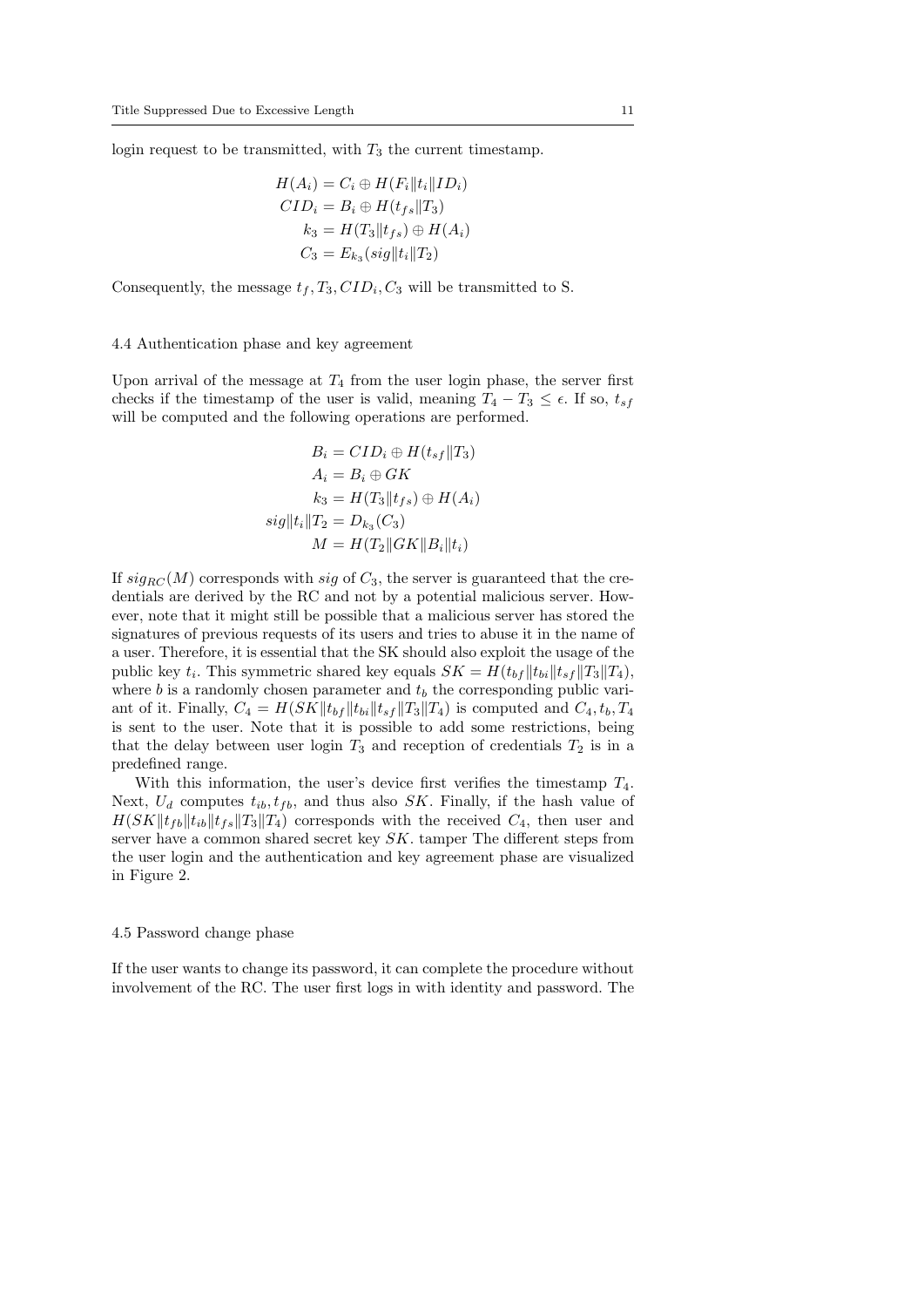login request to be transmitted, with $T_3$ the current timestamp.

$$
\begin{aligned}
H(A_i) &= C_i \oplus H(F_i \| t_i \| ID_i) \\
CID_i &= B_i \oplus H(t_{fs} \| T_3) \\
k_3 &= H(T_3 \| t_{fs}) \oplus H(A_i) \\
C_3 &= E_{k_3}(sig \| t_i \| T_2)
\end{aligned}
$$

Consequently, the message $t_f, T_3, CID_i, C_3$ will be transmitted to S.

### 4.4 Authentication phase and key agreement

Upon arrival of the message at $T_4$ from the user login phase, the server first checks if the timestamp of the user is valid, meaning $T_4 - T_3 \leq \epsilon$. If so, $t_{sf}$ will be computed and the following operations are performed.

$$
\begin{aligned}
B_i &= CID_i \oplus H(t_{sf} \| T_3) \\
A_i &= B_i \oplus GK \\
k_3 &= H(T_3 \| t_{fs}) \oplus H(A_i) \\
sig \| t_i \| T_2 &= D_{k_3}(C_3) \\
M &= H(T_2 \| GK \| B_i \| t_i)
\end{aligned}
$$

If $sig_{RC}(M)$ corresponds with $sig$ of $C_3$, the server is guaranteed that the credentials are derived by the RC and not by a potential malicious server. However, note that it might still be possible that a malicious server has stored the signatures of previous requests of its users and tries to abuse it in the name of a user. Therefore, it is essential that the SK should also exploit the usage of the public key $t_i$. This symmetric shared key equals $SK = H(t_{bf} \| t_{bi} \| t_{sf} \| T_3 \| T_4)$, where $b$ is a randomly chosen parameter and $t_b$ the corresponding public variant of it. Finally, $C_4 = H(SK \| t_{bf} \| t_{bi} \| t_{sf} \| T_3 \| T_4)$ is computed and $C_4, t_b, T_4$ is sent to the user. Note that it is possible to add some restrictions, being that the delay between user login $T_3$ and reception of credentials $T_2$ is in a predefined range.

With this information, the user's device first verifies the timestamp $T_4$. Next, $U_d$ computes $t_{ib}, t_{fb}$, and thus also $SK$. Finally, if the hash value of $H(SK \| t_{fb} \| t_{ib} \| t_{fs} \| T_3 \| T_4)$ corresponds with the received $C_4$, then user and server have a common shared secret key $SK$. tamper The different steps from the user login and the authentication and key agreement phase are visualized in Figure 2.

### 4.5 Password change phase

If the user wants to change its password, it can complete the procedure without involvement of the RC. The user first logs in with identity and password. The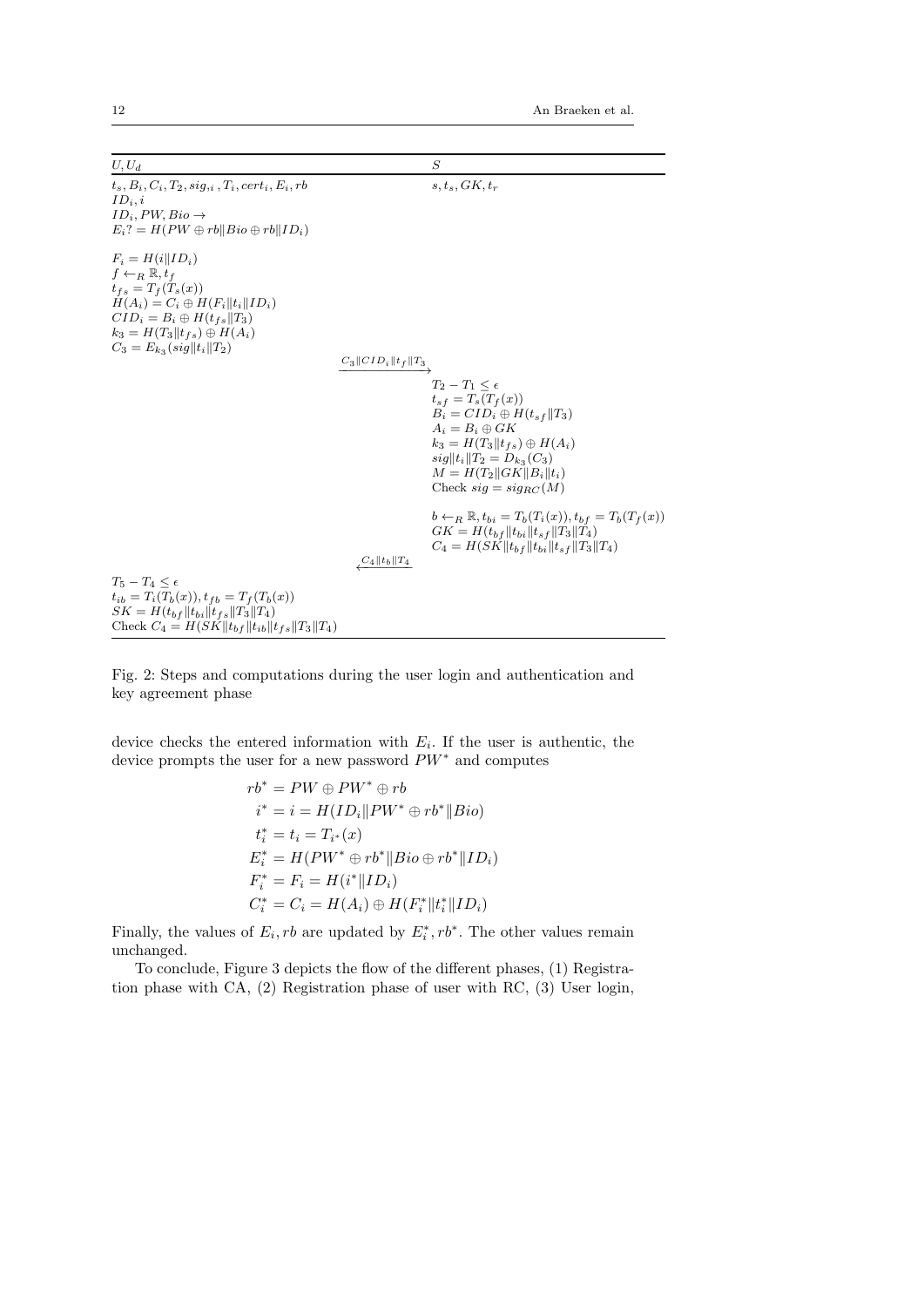| $U, U_d$ | | $S$ |
|---|---|---|
| $t_s, B_i, C_i, T_2, sig_{,i}, T_i, cert_i, E_i, rb$ | | $s, t_s, GK, t_r$ |
| $ID_i, i$ | | |
| $ID_i, PW, Bio \rightarrow$ | | |
| $E_i ?= H(PW \oplus rb \| Bio \oplus rb \| ID_i)$ | | |
| $F_i = H(i \| ID_i)$ | | |
| $f \leftarrow_R \mathbb{R}, t_f$ | | |
| $t_{fs} = T_f(T_s(x))$ | | |
| $H(A_i) = C_i \oplus H(F_i \| t_i \| ID_i)$ | | |
| $CID_i = B_i \oplus H(t_{fs} \| T_3)$ | | |
| $k_3 = H(T_3 \| t_{fs}) \oplus H(A_i)$ | | |
| $C_3 = E_{k_3}(sig \| t_i \| T_2)$ | | |
| | $\xrightarrow{C_3 \| CID_i \| t_f \| T_3}$ | |
| | | $T_2 - T_1 \leq \epsilon$ |
| | | $t_{sf} = T_s(T_f(x))$ |
| | | $B_i = CID_i \oplus H(t_{sf} \| T_3)$ |
| | | $A_i = B_i \oplus GK$ |
| | | $k_3 = H(T_3 \| t_{fs}) \oplus H(A_i)$ |
| | | $sig \| t_i \| T_2 = D_{k_3}(C_3)$ |
| | | $M = H(T_2 \| GK \| B_i \| t_i)$ |
| | | Check $sig = sig_{RC}(M)$ |
| | | $b \leftarrow_R \mathbb{R}, t_{bi} = T_b(T_i(x)), t_{bf} = T_b(T_f(x))$ |
| | | $GK = H(t_{bf} \| t_{bi} \| t_{sf} \| T_3 \| T_4)$ |
| | | $C_4 = H(SK \| t_{bf} \| t_{bi} \| t_{sf} \| T_3 \| T_4)$ |
| | $\xleftarrow{C_4 \| t_b \| T_4}$ | |
| $T_5 - T_4 \leq \epsilon$ | | |
| $t_{ib} = T_i(T_b(x)), t_{fb} = T_f(T_b(x))$ | | |
| $SK = H(t_{bf} \| t_{bi} \| t_{fs} \| T_3 \| T_4)$ | | |
| Check $C_4 = H(SK \| t_{bf} \| t_{ib} \| t_{fs} \| T_3 \| T_4)$ | | |

Fig. 2: Steps and computations during the user login and authentication and key agreement phase

device checks the entered information with $E_i$. If the user is authentic, the device prompts the user for a new password $PW^*$ and computes

$$
\begin{aligned}
rb^* &= PW \oplus PW^* \oplus rb \\
i^* &= i = H(ID_i \| PW^* \oplus rb^* \| Bio) \\
t_i^* &= t_i = T_{i^*}(x) \\
E_i^* &= H(PW^* \oplus rb^* \| Bio \oplus rb^* \| ID_i) \\
F_i^* &= F_i = H(i^* \| ID_i) \\
C_i^* &= C_i = H(A_i) \oplus H(F_i^* \| t_i^* \| ID_i)
\end{aligned}
$$

Finally, the values of $E_i, rb$ are updated by $E_i^*, rb^*$. The other values remain unchanged.

To conclude, Figure 3 depicts the flow of the different phases, (1) Registration phase with CA, (2) Registration phase of user with RC, (3) User login,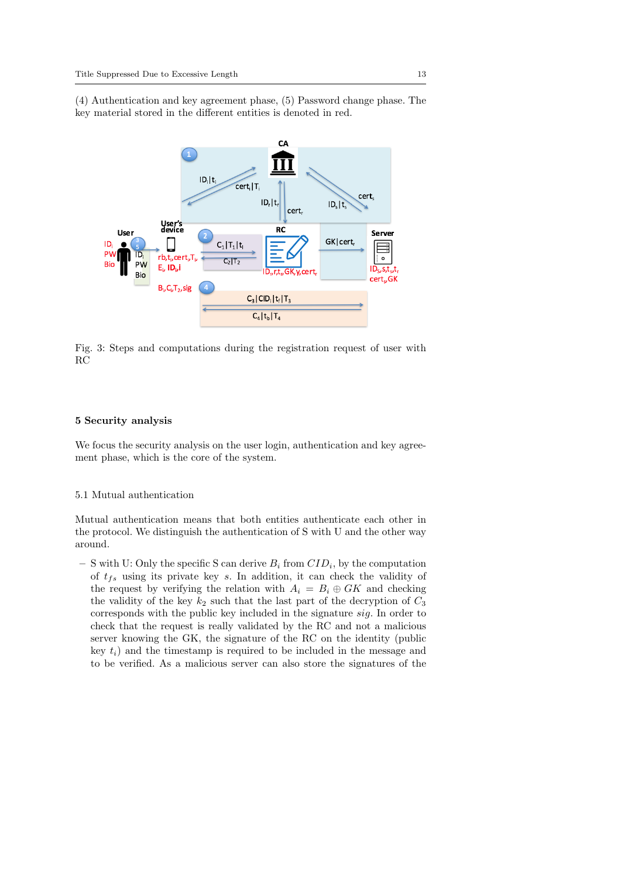(4) Authentication and key agreement phase, (5) Password change phase. The key material stored in the different entities is denoted in red.

Fig. 3: Steps and computations during the registration request of user with RC

## 5 Security analysis

We focus the security analysis on the user login, authentication and key agreement phase, which is the core of the system.

### 5.1 Mutual authentication

Mutual authentication means that both entities authenticate each other in the protocol. We distinguish the authentication of S with U and the other way around.

- S with U: Only the specific S can derive $B_i$ from $CID_i$, by the computation of $t_{fs}$ using its private key $s$. In addition, it can check the validity of the request by verifying the relation with $A_i = B_i \oplus GK$ and checking the validity of the key $k_2$ such that the last part of the decryption of $C_3$ corresponds with the public key included in the signature $sig$. In order to check that the request is really validated by the RC and not a malicious server knowing the GK, the signature of the RC on the identity (public key $t_i$) and the timestamp is required to be included in the message and to be verified. As a malicious server can also store the signatures of the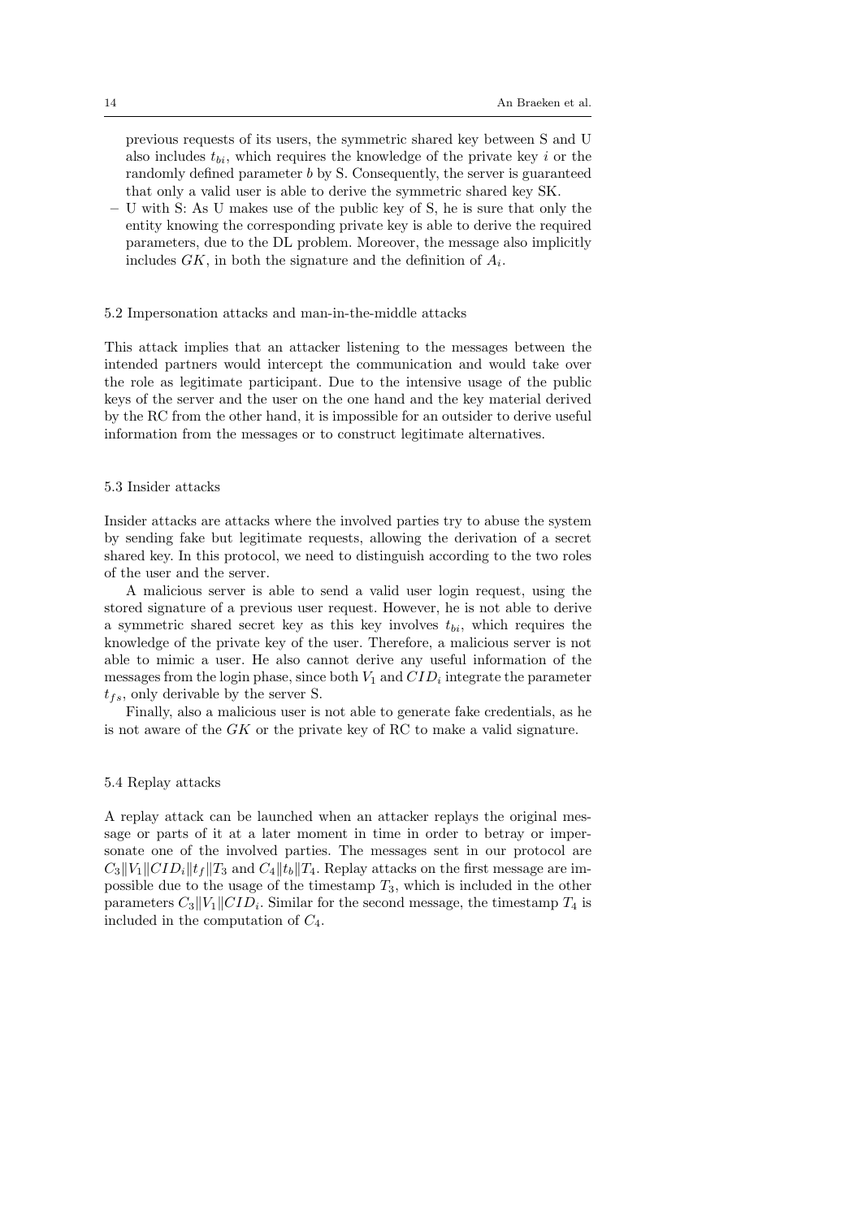previous requests of its users, the symmetric shared key between S and U also includes $t_{bi}$, which requires the knowledge of the private key $i$ or the randomly defined parameter $b$ by S. Consequently, the server is guaranteed that only a valid user is able to derive the symmetric shared key SK.

- U with S: As U makes use of the public key of S, he is sure that only the entity knowing the corresponding private key is able to derive the required parameters, due to the DL problem. Moreover, the message also implicitly includes $GK$, in both the signature and the definition of $A_i$.

### 5.2 Impersonation attacks and man-in-the-middle attacks

This attack implies that an attacker listening to the messages between the intended partners would intercept the communication and would take over the role as legitimate participant. Due to the intensive usage of the public keys of the server and the user on the one hand and the key material derived by the RC from the other hand, it is impossible for an outsider to derive useful information from the messages or to construct legitimate alternatives.

### 5.3 Insider attacks

Insider attacks are attacks where the involved parties try to abuse the system by sending fake but legitimate requests, allowing the derivation of a secret shared key. In this protocol, we need to distinguish according to the two roles of the user and the server.

A malicious server is able to send a valid user login request, using the stored signature of a previous user request. However, he is not able to derive a symmetric shared secret key as this key involves $t_{bi}$, which requires the knowledge of the private key of the user. Therefore, a malicious server is not able to mimic a user. He also cannot derive any useful information of the messages from the login phase, since both $V_1$ and $CID_i$ integrate the parameter $t_{fs}$, only derivable by the server S.

Finally, also a malicious user is not able to generate fake credentials, as he is not aware of the $GK$ or the private key of RC to make a valid signature.

### 5.4 Replay attacks

A replay attack can be launched when an attacker replays the original message or parts of it at a later moment in time in order to betray or impersonate one of the involved parties. The messages sent in our protocol are $C_3 \| V_1 \| CID_i \| t_f \| T_3$ and $C_4 \| t_b \| T_4$. Replay attacks on the first message are impossible due to the usage of the timestamp $T_3$, which is included in the other parameters $C_3 \| V_1 \| CID_i$. Similar for the second message, the timestamp $T_4$ is included in the computation of $C_4$.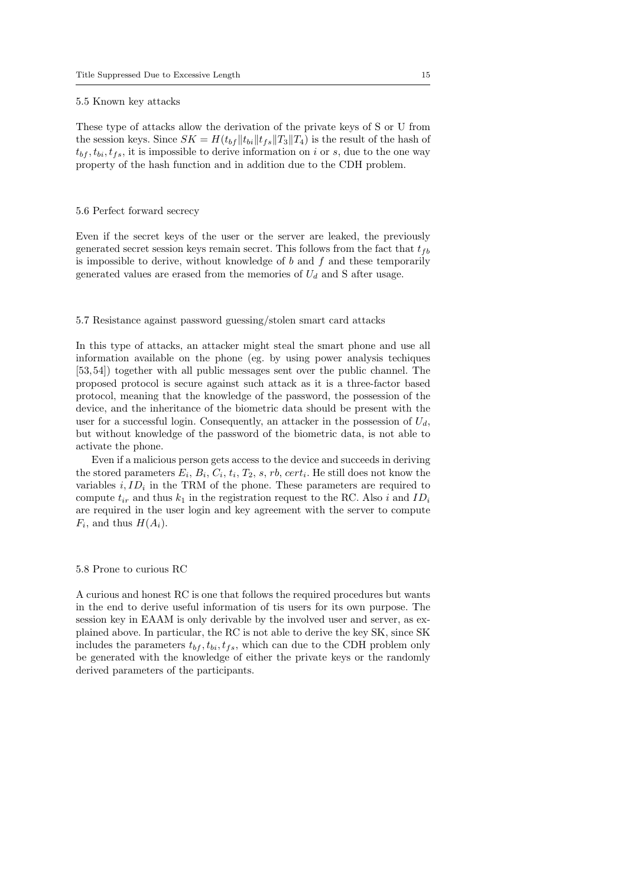### 5.5 Known key attacks

These type of attacks allow the derivation of the private keys of S or U from the session keys. Since $SK = H(t_{bf} \| t_{bi} \| t_{fs} \| T_3 \| T_4)$ is the result of the hash of $t_{bf}, t_{bi}, t_{fs}$, it is impossible to derive information on $i$ or $s$, due to the one way property of the hash function and in addition due to the CDH problem.

### 5.6 Perfect forward secrecy

Even if the secret keys of the user or the server are leaked, the previously generated secret session keys remain secret. This follows from the fact that $t_{fb}$ is impossible to derive, without knowledge of $b$ and $f$ and these temporarily generated values are erased from the memories of $U_d$ and S after usage.

### 5.7 Resistance against password guessing/stolen smart card attacks

In this type of attacks, an attacker might steal the smart phone and use all information available on the phone (eg. by using power analysis techiques [53,54]) together with all public messages sent over the public channel. The proposed protocol is secure against such attack as it is a three-factor based protocol, meaning that the knowledge of the password, the possession of the device, and the inheritance of the biometric data should be present with the user for a successful login. Consequently, an attacker in the possession of $U_d$, but without knowledge of the password of the biometric data, is not able to activate the phone.

Even if a malicious person gets access to the device and succeeds in deriving the stored parameters $E_i$, $B_i$, $C_i$, $t_i$, $T_2$, $s$, $rb$, $cert_i$. He still does not know the variables $i, ID_i$ in the TRM of the phone. These parameters are required to compute $t_{ir}$ and thus $k_1$ in the registration request to the RC. Also $i$ and $ID_i$ are required in the user login and key agreement with the server to compute $F_i$, and thus $H(A_i)$.

### 5.8 Prone to curious RC

A curious and honest RC is one that follows the required procedures but wants in the end to derive useful information of tis users for its own purpose. The session key in EAAM is only derivable by the involved user and server, as explained above. In particular, the RC is not able to derive the key SK, since SK includes the parameters $t_{bf}, t_{bi}, t_{fs}$, which can due to the CDH problem only be generated with the knowledge of either the private keys or the randomly derived parameters of the participants.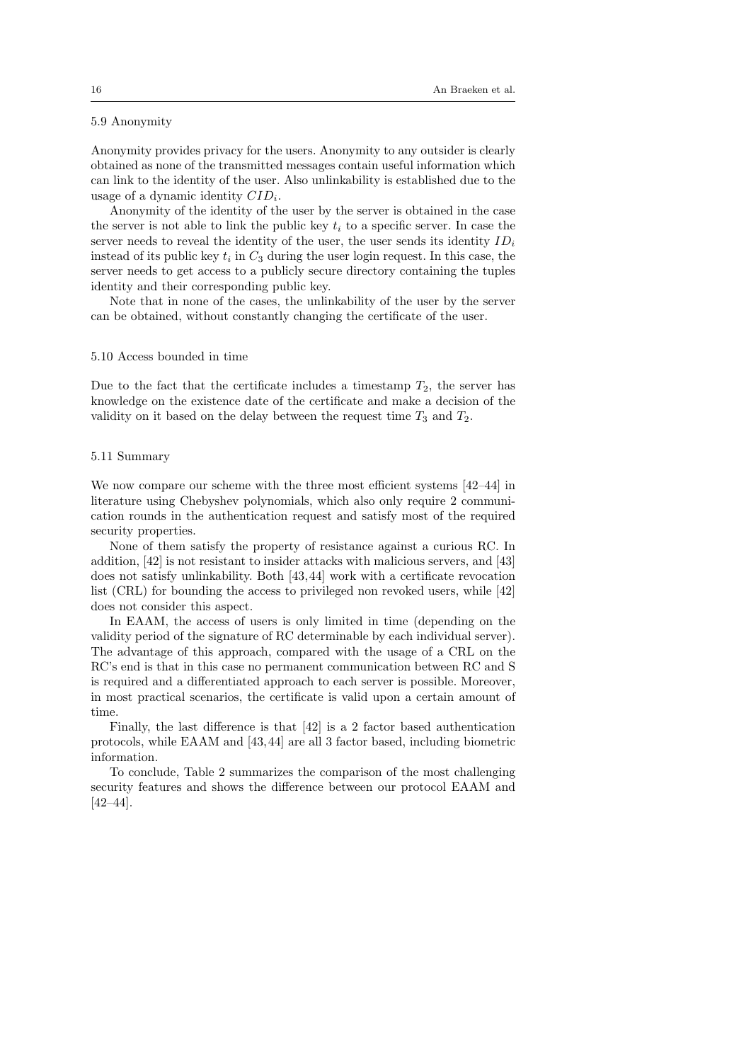### 5.9 Anonymity

Anonymity provides privacy for the users. Anonymity to any outsider is clearly obtained as none of the transmitted messages contain useful information which can link to the identity of the user. Also unlinkability is established due to the usage of a dynamic identity $CID_i$.

Anonymity of the identity of the user by the server is obtained in the case the server is not able to link the public key $t_i$ to a specific server. In case the server needs to reveal the identity of the user, the user sends its identity $ID_i$ instead of its public key $t_i$ in $C_3$ during the user login request. In this case, the server needs to get access to a publicly secure directory containing the tuples identity and their corresponding public key.

Note that in none of the cases, the unlinkability of the user by the server can be obtained, without constantly changing the certificate of the user.

### 5.10 Access bounded in time

Due to the fact that the certificate includes a timestamp $T_2$, the server has knowledge on the existence date of the certificate and make a decision of the validity on it based on the delay between the request time $T_3$ and $T_2$.

### 5.11 Summary

We now compare our scheme with the three most efficient systems [42–44] in literature using Chebyshev polynomials, which also only require 2 communication rounds in the authentication request and satisfy most of the required security properties.

None of them satisfy the property of resistance against a curious RC. In addition, [42] is not resistant to insider attacks with malicious servers, and [43] does not satisfy unlinkability. Both [43,44] work with a certificate revocation list (CRL) for bounding the access to privileged non revoked users, while [42] does not consider this aspect.

In EAAM, the access of users is only limited in time (depending on the validity period of the signature of RC determinable by each individual server). The advantage of this approach, compared with the usage of a CRL on the RC's end is that in this case no permanent communication between RC and S is required and a differentiated approach to each server is possible. Moreover, in most practical scenarios, the certificate is valid upon a certain amount of time.

Finally, the last difference is that [42] is a 2 factor based authentication protocols, while EAAM and [43,44] are all 3 factor based, including biometric information.

To conclude, Table 2 summarizes the comparison of the most challenging security features and shows the difference between our protocol EAAM and [42–44].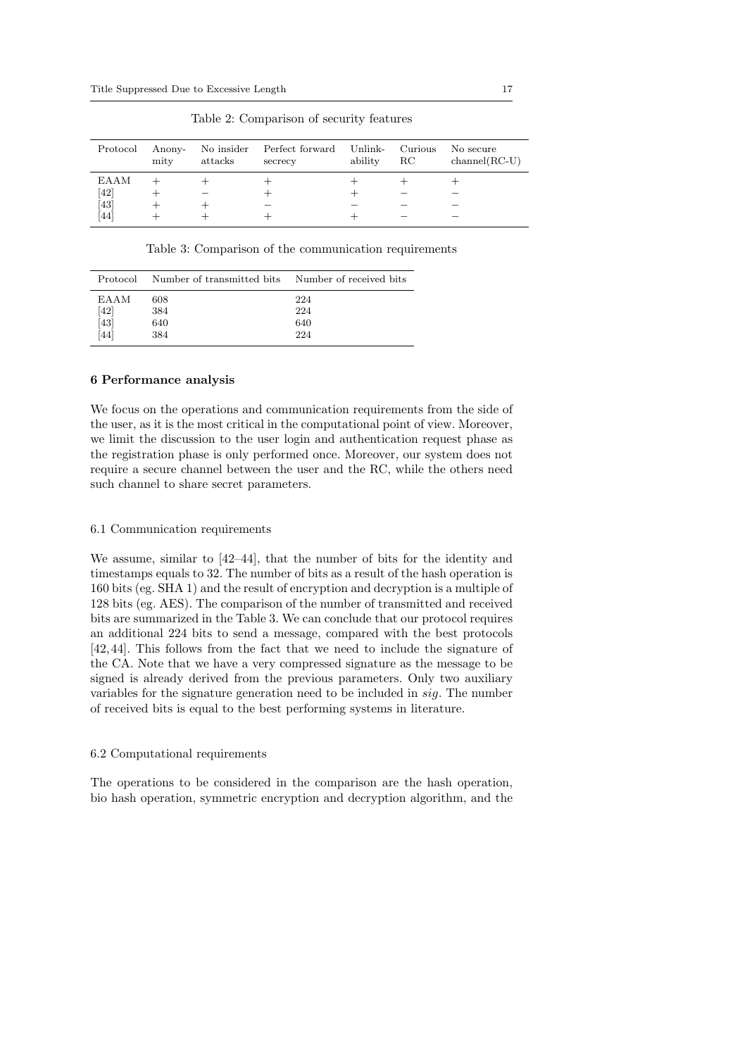Table 2: Comparison of security features

| Protocol | Anony-mity | No insider attacks | Perfect forward secrecy | Unlink-ability | Curious RC | No secure channel(RC-U) |
|---|---|---|---|---|---|---|
| EAAM | + | + | + | + | + | + |
| [42] | + | − | + | + | − | − |
| [43] | + | + | − | − | − | − |
| [44] | + | + | + | + | − | − |

Table 3: Comparison of the communication requirements

| Protocol | Number of transmitted bits | Number of received bits |
|---|---|---|
| EAAM | 608 | 224 |
| [42] | 384 | 224 |
| [43] | 640 | 640 |
| [44] | 384 | 224 |

## 6 Performance analysis

We focus on the operations and communication requirements from the side of the user, as it is the most critical in the computational point of view. Moreover, we limit the discussion to the user login and authentication request phase as the registration phase is only performed once. Moreover, our system does not require a secure channel between the user and the RC, while the others need such channel to share secret parameters.

### 6.1 Communication requirements

We assume, similar to [42–44], that the number of bits for the identity and timestamps equals to 32. The number of bits as a result of the hash operation is 160 bits (eg. SHA 1) and the result of encryption and decryption is a multiple of 128 bits (eg. AES). The comparison of the number of transmitted and received bits are summarized in the Table 3. We can conclude that our protocol requires an additional 224 bits to send a message, compared with the best protocols [42, 44]. This follows from the fact that we need to include the signature of the CA. Note that we have a very compressed signature as the message to be signed is already derived from the previous parameters. Only two auxiliary variables for the signature generation need to be included in *sig*. The number of received bits is equal to the best performing systems in literature.

### 6.2 Computational requirements

The operations to be considered in the comparison are the hash operation, bio hash operation, symmetric encryption and decryption algorithm, and the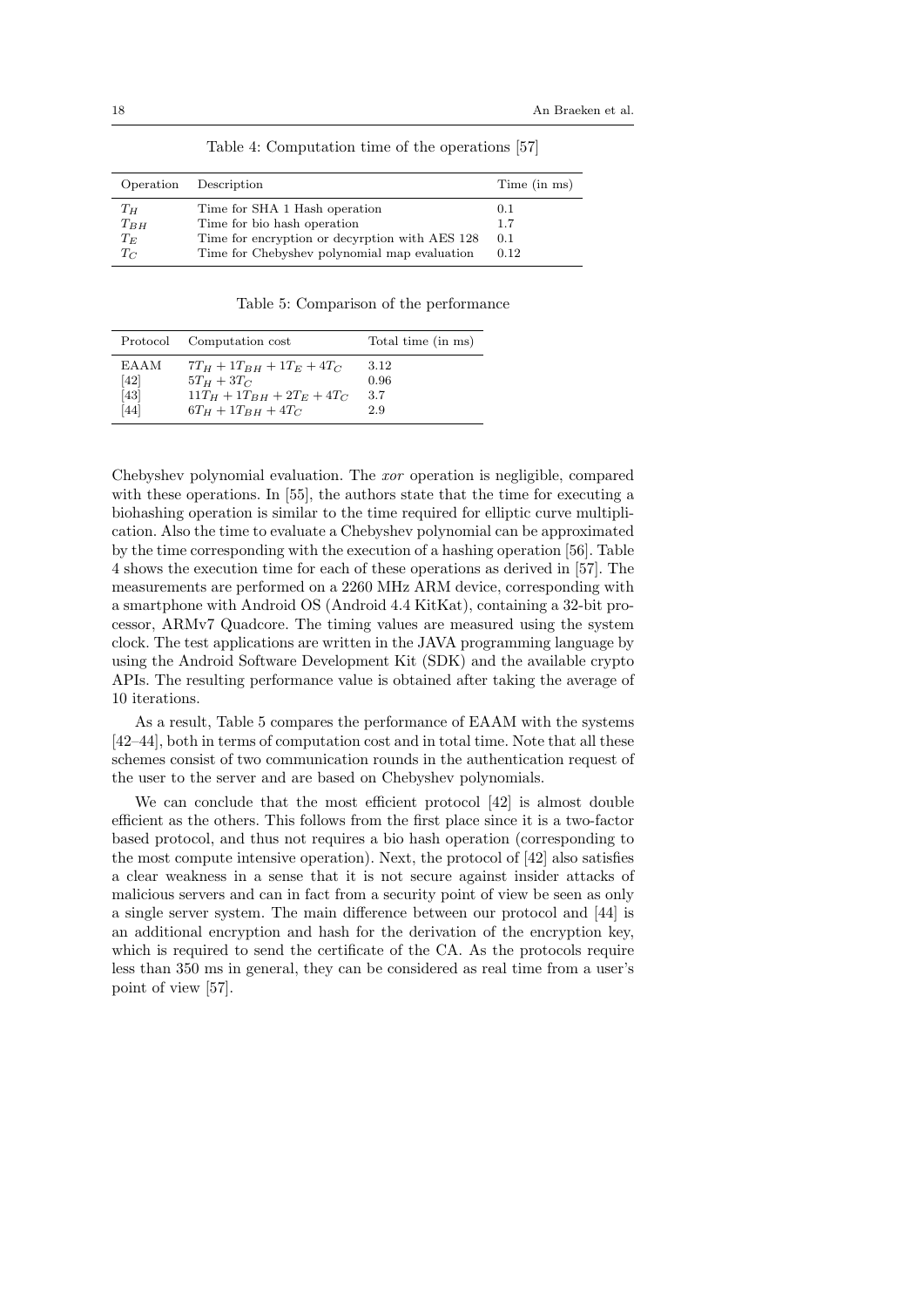Table 4: Computation time of the operations [57]

| Operation | Description | Time (in ms) |
|---|---|---|
| $T_H$ | Time for SHA 1 Hash operation | 0.1 |
| $T_{BH}$ | Time for bio hash operation | 1.7 |
| $T_E$ | Time for encryption or decyrption with AES 128 | 0.1 |
| $T_C$ | Time for Chebyshev polynomial map evaluation | 0.12 |

Table 5: Comparison of the performance

| Protocol | Computation cost | Total time (in ms) |
|---|---|---|
| EAAM | $7T_H + 1T_{BH} + 1T_E + 4T_C$ | 3.12 |
| [42] | $5T_H + 3T_C$ | 0.96 |
| [43] | $11T_H + 1T_{BH} + 2T_E + 4T_C$ | 3.7 |
| [44] | $6T_H + 1T_{BH} + 4T_C$ | 2.9 |

Chebyshev polynomial evaluation. The *xor* operation is negligible, compared with these operations. In [55], the authors state that the time for executing a biohashing operation is similar to the time required for elliptic curve multiplication. Also the time to evaluate a Chebyshev polynomial can be approximated by the time corresponding with the execution of a hashing operation [56]. Table 4 shows the execution time for each of these operations as derived in [57]. The measurements are performed on a 2260 MHz ARM device, corresponding with a smartphone with Android OS (Android 4.4 KitKat), containing a 32-bit processor, ARMv7 Quadcore. The timing values are measured using the system clock. The test applications are written in the JAVA programming language by using the Android Software Development Kit (SDK) and the available crypto APIs. The resulting performance value is obtained after taking the average of 10 iterations.

As a result, Table 5 compares the performance of EAAM with the systems [42–44], both in terms of computation cost and in total time. Note that all these schemes consist of two communication rounds in the authentication request of the user to the server and are based on Chebyshev polynomials.

We can conclude that the most efficient protocol [42] is almost double efficient as the others. This follows from the first place since it is a two-factor based protocol, and thus not requires a bio hash operation (corresponding to the most compute intensive operation). Next, the protocol of [42] also satisfies a clear weakness in a sense that it is not secure against insider attacks of malicious servers and can in fact from a security point of view be seen as only a single server system. The main difference between our protocol and [44] is an additional encryption and hash for the derivation of the encryption key, which is required to send the certificate of the CA. As the protocols require less than 350 ms in general, they can be considered as real time from a user's point of view [57].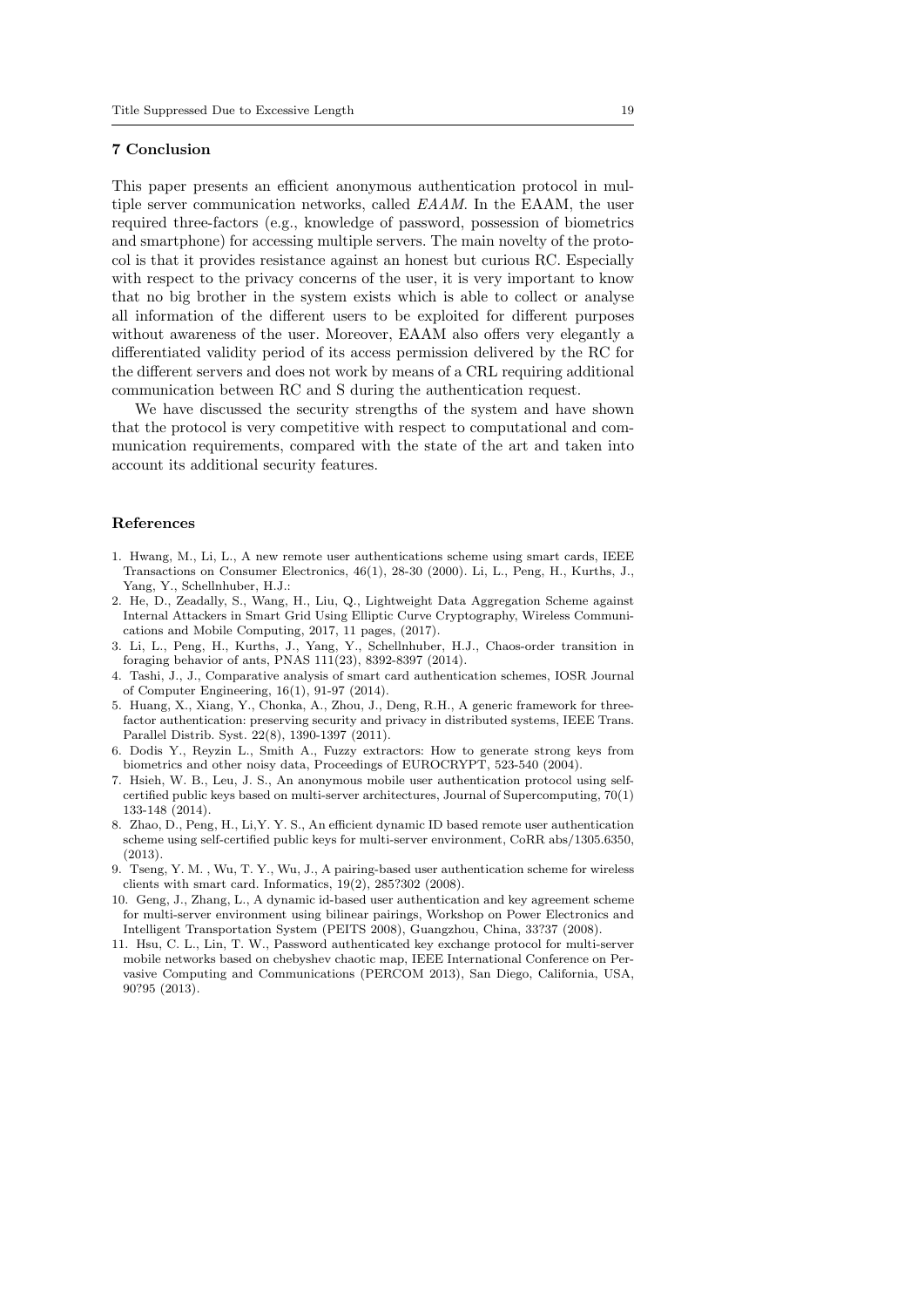## 7 Conclusion

This paper presents an efficient anonymous authentication protocol in multiple server communication networks, called *EAAM*. In the EAAM, the user required three-factors (e.g., knowledge of password, possession of biometrics and smartphone) for accessing multiple servers. The main novelty of the protocol is that it provides resistance against an honest but curious RC. Especially with respect to the privacy concerns of the user, it is very important to know that no big brother in the system exists which is able to collect or analyse all information of the different users to be exploited for different purposes without awareness of the user. Moreover, EAAM also offers very elegantly a differentiated validity period of its access permission delivered by the RC for the different servers and does not work by means of a CRL requiring additional communication between RC and S during the authentication request.

We have discussed the security strengths of the system and have shown that the protocol is very competitive with respect to computational and communication requirements, compared with the state of the art and taken into account its additional security features.

## References

1. Hwang, M., Li, L., A new remote user authentications scheme using smart cards, IEEE Transactions on Consumer Electronics, 46(1), 28-30 (2000). Li, L., Peng, H., Kurths, J., Yang, Y., Schellnhuber, H.J.:
2. He, D., Zeadally, S., Wang, H., Liu, Q., Lightweight Data Aggregation Scheme against Internal Attackers in Smart Grid Using Elliptic Curve Cryptography, Wireless Communications and Mobile Computing, 2017, 11 pages, (2017).
3. Li, L., Peng, H., Kurths, J., Yang, Y., Schellnhuber, H.J., Chaos-order transition in foraging behavior of ants, PNAS 111(23), 8392-8397 (2014).
4. Tashi, J., J., Comparative analysis of smart card authentication schemes, IOSR Journal of Computer Engineering, 16(1), 91-97 (2014).
5. Huang, X., Xiang, Y., Chonka, A., Zhou, J., Deng, R.H., A generic framework for three-factor authentication: preserving security and privacy in distributed systems, IEEE Trans. Parallel Distrib. Syst. 22(8), 1390-1397 (2011).
6. Dodis Y., Reyzin L., Smith A., Fuzzy extractors: How to generate strong keys from biometrics and other noisy data, Proceedings of EUROCRYPT, 523-540 (2004).
7. Hsieh, W. B., Leu, J. S., An anonymous mobile user authentication protocol using self-certified public keys based on multi-server architectures, Journal of Supercomputing, 70(1) 133-148 (2014).
8. Zhao, D., Peng, H., Li,Y. Y. S., An efficient dynamic ID based remote user authentication scheme using self-certified public keys for multi-server environment, CoRR abs/1305.6350, (2013).
9. Tseng, Y. M. , Wu, T. Y., Wu, J., A pairing-based user authentication scheme for wireless clients with smart card. Informatics, 19(2), 285?302 (2008).
10. Geng, J., Zhang, L., A dynamic id-based user authentication and key agreement scheme for multi-server environment using bilinear pairings, Workshop on Power Electronics and Intelligent Transportation System (PEITS 2008), Guangzhou, China, 33?37 (2008).
11. Hsu, C. L., Lin, T. W., Password authenticated key exchange protocol for multi-server mobile networks based on chebyshev chaotic map, IEEE International Conference on Pervasive Computing and Communications (PERCOM 2013), San Diego, California, USA, 90?95 (2013).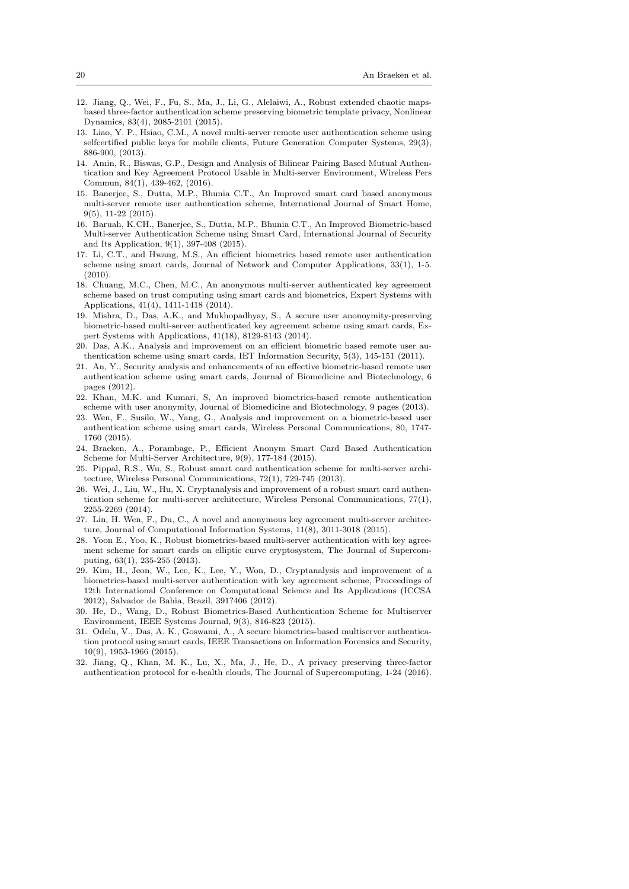12. Jiang, Q., Wei, F., Fu, S., Ma, J., Li, G., Alelaiwi, A., Robust extended chaotic maps-based three-factor authentication scheme preserving biometric template privacy, Nonlinear Dynamics, 83(4), 2085-2101 (2015).
13. Liao, Y. P., Hsiao, C.M., A novel multi-server remote user authentication scheme using selfcertified public keys for mobile clients, Future Generation Computer Systems, 29(3), 886-900, (2013).
14. Amin, R., Biswas, G.P., Design and Analysis of Bilinear Pairing Based Mutual Authentication and Key Agreement Protocol Usable in Multi-server Environment, Wireless Pers Commun, 84(1), 439-462, (2016).
15. Banerjee, S., Dutta, M.P., Bhunia C.T., An Improved smart card based anonymous multi-server remote user authentication scheme, International Journal of Smart Home, 9(5), 11-22 (2015).
16. Baruah, K.CH., Banerjee, S., Dutta, M.P., Bhunia C.T., An Improved Biometric-based Multi-server Authentication Scheme using Smart Card, International Journal of Security and Its Application, 9(1), 397-408 (2015).
17. Li, C.T., and Hwang, M.S., An efficient biometrics based remote user authentication scheme using smart cards, Journal of Network and Computer Applications, 33(1), 1-5. (2010).
18. Chuang, M.C., Chen, M.C., An anonymous multi-server authenticated key agreement scheme based on trust computing using smart cards and biometrics, Expert Systems with Applications, 41(4), 1411-1418 (2014).
19. Mishra, D., Das, A.K., and Mukhopadhyay, S., A secure user anonoymity-preserving biometric-based multi-server authenticated key agreement scheme using smart cards, Expert Systems with Applications, 41(18), 8129-8143 (2014).
20. Das, A.K., Analysis and improvement on an efficient biometric based remote user authentication scheme using smart cards, IET Information Security, 5(3), 145-151 (2011).
21. An, Y., Security analysis and enhancements of an effective biometric-based remote user authentication scheme using smart cards, Journal of Biomedicine and Biotechnology, 6 pages (2012).
22. Khan, M.K. and Kumari, S, An improved biometrics-based remote authentication scheme with user anonymity, Journal of Biomedicine and Biotechnology, 9 pages (2013).
23. Wen, F., Susilo, W., Yang, G., Analysis and improvement on a biometric-based user authentication scheme using smart cards, Wireless Personal Communications, 80, 1747-1760 (2015).
24. Braeken, A., Porambage, P., Efficient Anonym Smart Card Based Authentication Scheme for Multi-Server Architecture, 9(9), 177-184 (2015).
25. Pippal, R.S., Wu, S., Robust smart card authentication scheme for multi-server architecture, Wireless Personal Communications, 72(1), 729-745 (2013).
26. Wei, J., Liu, W., Hu, X. Cryptanalysis and improvement of a robust smart card authentication scheme for multi-server architecture, Wireless Personal Communications, 77(1), 2255-2269 (2014).
27. Lin, H. Wen, F., Du, C., A novel and anonymous key agreement multi-server architecture, Journal of Computational Information Systems, 11(8), 3011-3018 (2015).
28. Yoon E., Yoo, K., Robust biometrics-based multi-server authentication with key agreement scheme for smart cards on elliptic curve cryptosystem, The Journal of Supercomputing, 63(1), 235-255 (2013).
29. Kim, H., Jeon, W., Lee, K., Lee, Y., Won, D., Cryptanalysis and improvement of a biometrics-based multi-server authentication with key agreement scheme, Proceedings of 12th International Conference on Computational Science and Its Applications (ICCSA 2012), Salvador de Bahia, Brazil, 391?406 (2012).
30. He, D., Wang, D., Robust Biometrics-Based Authentication Scheme for Multiserver Environment, IEEE Systems Journal, 9(3), 816-823 (2015).
31. Odelu, V., Das, A. K., Goswami, A., A secure biometrics-based multiserver authentication protocol using smart cards, IEEE Transactions on Information Forensics and Security, 10(9), 1953-1966 (2015).
32. Jiang, Q., Khan, M. K., Lu, X., Ma, J., He, D., A privacy preserving three-factor authentication protocol for e-health clouds, The Journal of Supercomputing, 1-24 (2016).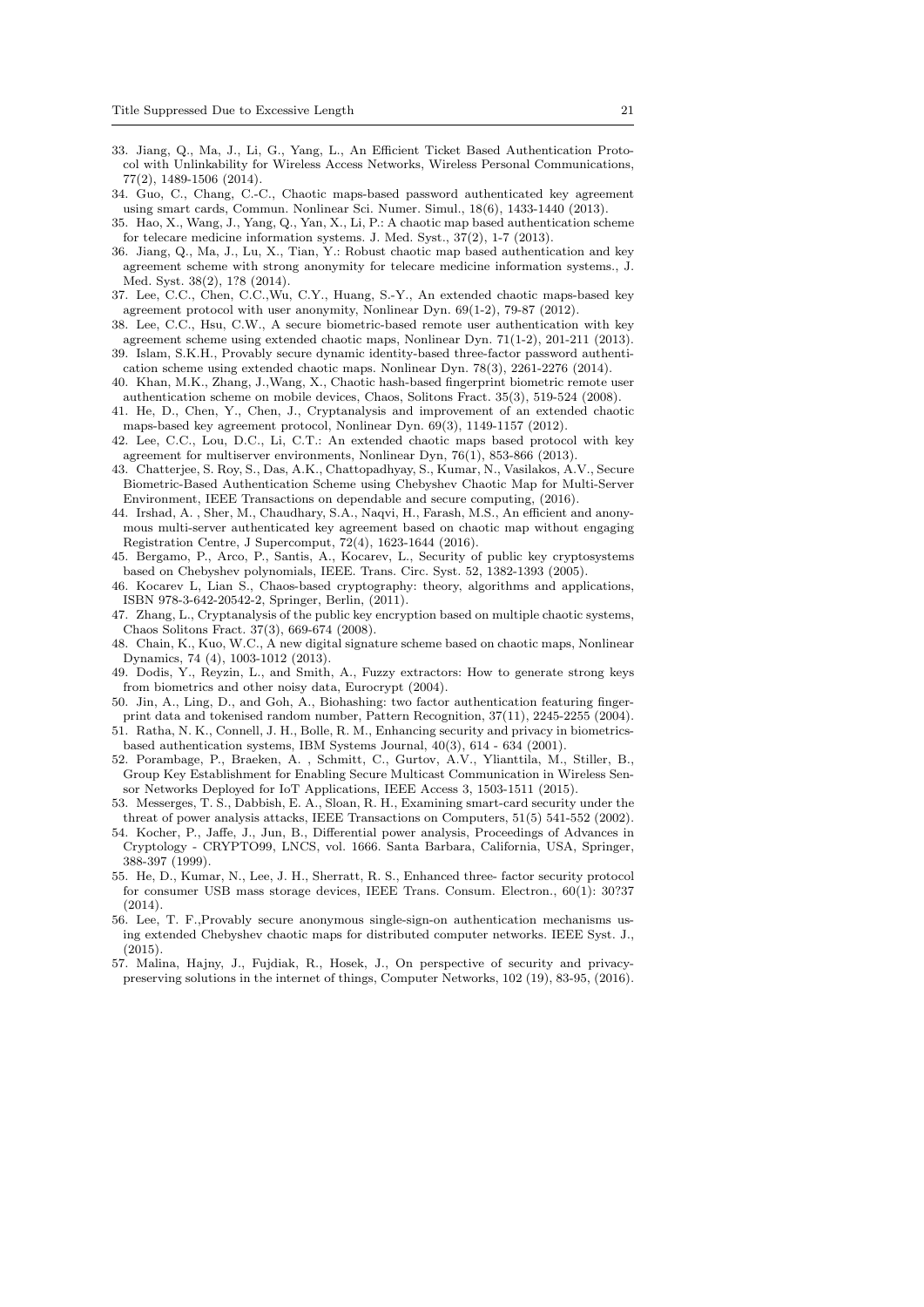33. Jiang, Q., Ma, J., Li, G., Yang, L., An Efficient Ticket Based Authentication Protocol with Unlinkability for Wireless Access Networks, Wireless Personal Communications, 77(2), 1489-1506 (2014).
34. Guo, C., Chang, C.-C., Chaotic maps-based password authenticated key agreement using smart cards, Commun. Nonlinear Sci. Numer. Simul., 18(6), 1433-1440 (2013).
35. Hao, X., Wang, J., Yang, Q., Yan, X., Li, P.: A chaotic map based authentication scheme for telecare medicine information systems. J. Med. Syst., 37(2), 1-7 (2013).
36. Jiang, Q., Ma, J., Lu, X., Tian, Y.: Robust chaotic map based authentication and key agreement scheme with strong anonymity for telecare medicine information systems., J. Med. Syst. 38(2), 1?8 (2014).
37. Lee, C.C., Chen, C.C.,Wu, C.Y., Huang, S.-Y., An extended chaotic maps-based key agreement protocol with user anonymity, Nonlinear Dyn. 69(1-2), 79-87 (2012).
38. Lee, C.C., Hsu, C.W., A secure biometric-based remote user authentication with key agreement scheme using extended chaotic maps, Nonlinear Dyn. 71(1-2), 201-211 (2013).
39. Islam, S.K.H., Provably secure dynamic identity-based three-factor password authentication scheme using extended chaotic maps. Nonlinear Dyn. 78(3), 2261-2276 (2014).
40. Khan, M.K., Zhang, J.,Wang, X., Chaotic hash-based fingerprint biometric remote user authentication scheme on mobile devices, Chaos, Solitons Fract. 35(3), 519-524 (2008).
41. He, D., Chen, Y., Chen, J., Cryptanalysis and improvement of an extended chaotic maps-based key agreement protocol, Nonlinear Dyn. 69(3), 1149-1157 (2012).
42. Lee, C.C., Lou, D.C., Li, C.T.: An extended chaotic maps based protocol with key agreement for multiserver environments, Nonlinear Dyn, 76(1), 853-866 (2013).
43. Chatterjee, S. Roy, S., Das, A.K., Chattopadhyay, S., Kumar, N., Vasilakos, A.V., Secure Biometric-Based Authentication Scheme using Chebyshev Chaotic Map for Multi-Server Environment, IEEE Transactions on dependable and secure computing, (2016).
44. Irshad, A. , Sher, M., Chaudhary, S.A., Naqvi, H., Farash, M.S., An efficient and anonymous multi-server authenticated key agreement based on chaotic map without engaging Registration Centre, J Supercomput, 72(4), 1623-1644 (2016).
45. Bergamo, P., Arco, P., Santis, A., Kocarev, L., Security of public key cryptosystems based on Chebyshev polynomials, IEEE. Trans. Circ. Syst. 52, 1382-1393 (2005).
46. Kocarev L, Lian S., Chaos-based cryptography: theory, algorithms and applications, ISBN 978-3-642-20542-2, Springer, Berlin, (2011).
47. Zhang, L., Cryptanalysis of the public key encryption based on multiple chaotic systems, Chaos Solitons Fract. 37(3), 669-674 (2008).
48. Chain, K., Kuo, W.C., A new digital signature scheme based on chaotic maps, Nonlinear Dynamics, 74 (4), 1003-1012 (2013).
49. Dodis, Y., Reyzin, L., and Smith, A., Fuzzy extractors: How to generate strong keys from biometrics and other noisy data, Eurocrypt (2004).
50. Jin, A., Ling, D., and Goh, A., Biohashing: two factor authentication featuring fingerprint data and tokenised random number, Pattern Recognition, 37(11), 2245-2255 (2004).
51. Ratha, N. K., Connell, J. H., Bolle, R. M., Enhancing security and privacy in biometrics-based authentication systems, IBM Systems Journal, 40(3), 614 - 634 (2001).
52. Porambage, P., Braeken, A. , Schmitt, C., Gurtov, A.V., Ylianttila, M., Stiller, B., Group Key Establishment for Enabling Secure Multicast Communication in Wireless Sensor Networks Deployed for IoT Applications, IEEE Access 3, 1503-1511 (2015).
53. Messerges, T. S., Dabbish, E. A., Sloan, R. H., Examining smart-card security under the threat of power analysis attacks, IEEE Transactions on Computers, 51(5) 541-552 (2002).
54. Kocher, P., Jaffe, J., Jun, B., Differential power analysis, Proceedings of Advances in Cryptology - CRYPTO99, LNCS, vol. 1666. Santa Barbara, California, USA, Springer, 388-397 (1999).
55. He, D., Kumar, N., Lee, J. H., Sherratt, R. S., Enhanced three- factor security protocol for consumer USB mass storage devices, IEEE Trans. Consum. Electron., 60(1): 30?37 (2014).
56. Lee, T. F.,Provably secure anonymous single-sign-on authentication mechanisms using extended Chebyshev chaotic maps for distributed computer networks. IEEE Syst. J., (2015).
57. Malina, Hajny, J., Fujdiak, R., Hosek, J., On perspective of security and privacy-preserving solutions in the internet of things, Computer Networks, 102 (19), 83-95, (2016).